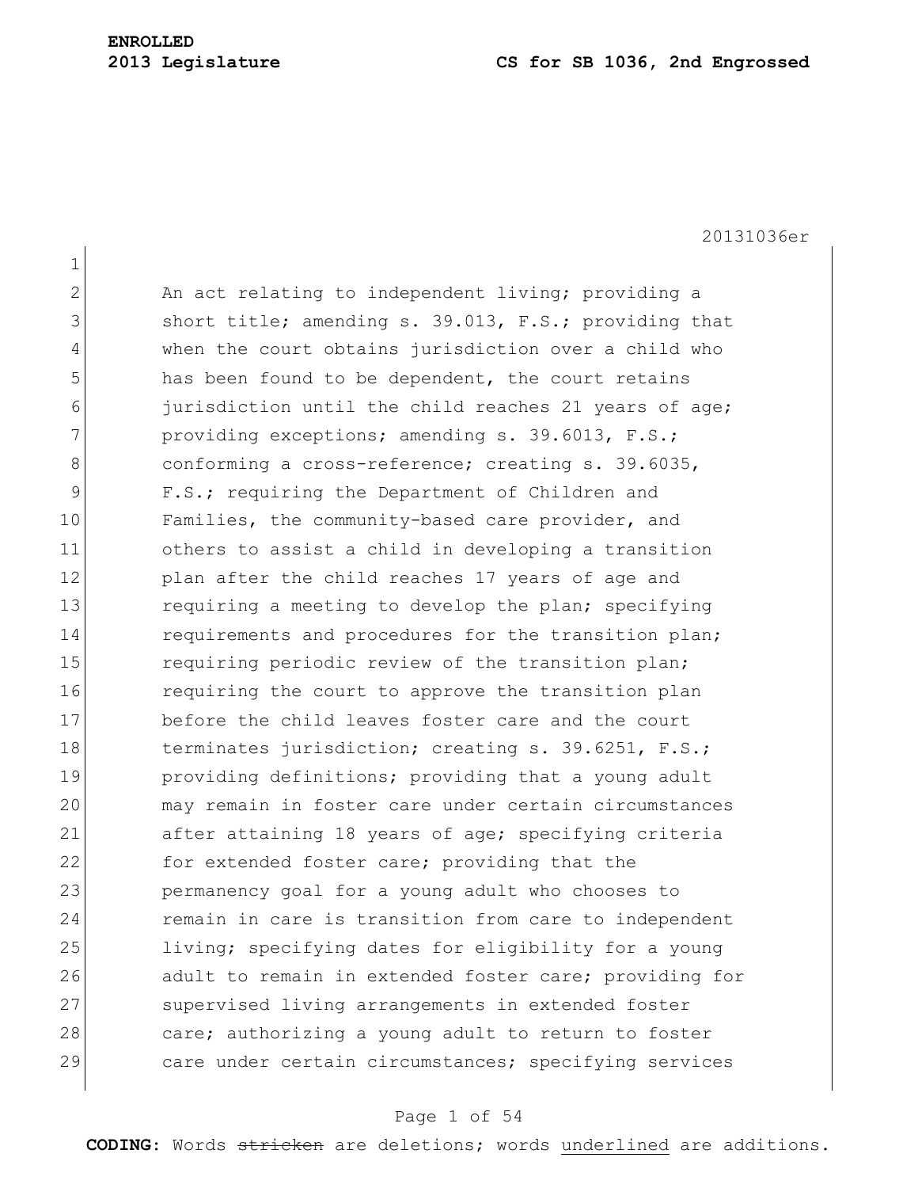**ENROLLED**

**2013 Legislature** **CS for SB 1036, 2nd Engrossed**

20131036er

An act relating to independent living; providing a short title; amending s. 39.013, F.S.; providing that when the court obtains jurisdiction over a child who has been found to be dependent, the court retains jurisdiction until the child reaches 21 years of age; providing exceptions; amending s. 39.6013, F.S.; conforming a cross-reference; creating s. 39.6035, F.S.; requiring the Department of Children and Families, the community-based care provider, and others to assist a child in developing a transition plan after the child reaches 17 years of age and requiring a meeting to develop the plan; specifying requirements and procedures for the transition plan; requiring periodic review of the transition plan; requiring the court to approve the transition plan before the child leaves foster care and the court terminates jurisdiction; creating s. 39.6251, F.S.; providing definitions; providing that a young adult may remain in foster care under certain circumstances after attaining 18 years of age; specifying criteria for extended foster care; providing that the permanency goal for a young adult who chooses to remain in care is transition from care to independent living; specifying dates for eligibility for a young adult to remain in extended foster care; providing for supervised living arrangements in extended foster care; authorizing a young adult to return to foster care under certain circumstances; specifying services

**CODING:** Words ~~stricken~~ are deletions; words underlined are additions.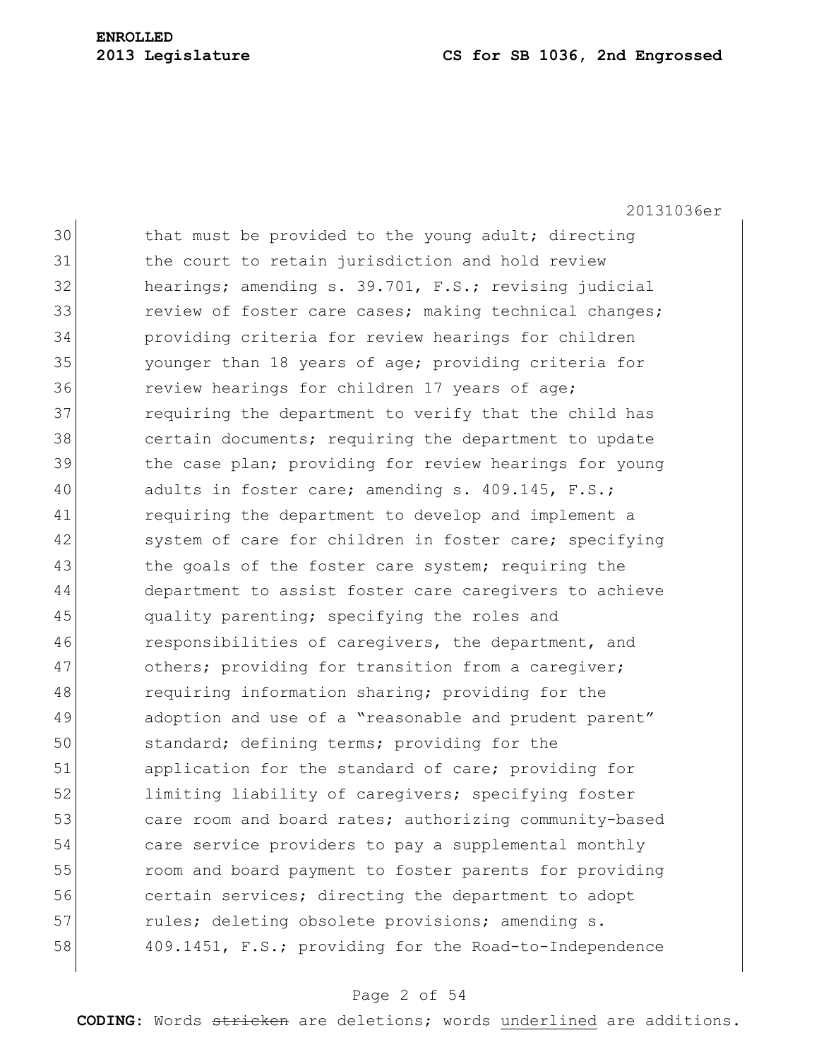that must be provided to the young adult; directing the court to retain jurisdiction and hold review hearings; amending s. 39.701, F.S.; revising judicial review of foster care cases; making technical changes; providing criteria for review hearings for children younger than 18 years of age; providing criteria for review hearings for children 17 years of age; requiring the department to verify that the child has certain documents; requiring the department to update the case plan; providing for review hearings for young adults in foster care; amending s. 409.145, F.S.; requiring the department to develop and implement a system of care for children in foster care; specifying the goals of the foster care system; requiring the department to assist foster care caregivers to achieve quality parenting; specifying the roles and responsibilities of caregivers, the department, and others; providing for transition from a caregiver; requiring information sharing; providing for the adoption and use of a "reasonable and prudent parent" standard; defining terms; providing for the application for the standard of care; providing for limiting liability of caregivers; specifying foster care room and board rates; authorizing community-based care service providers to pay a supplemental monthly room and board payment to foster parents for providing certain services; directing the department to adopt rules; deleting obsolete provisions; amending s. 409.1451, F.S.; providing for the Road-to-Independence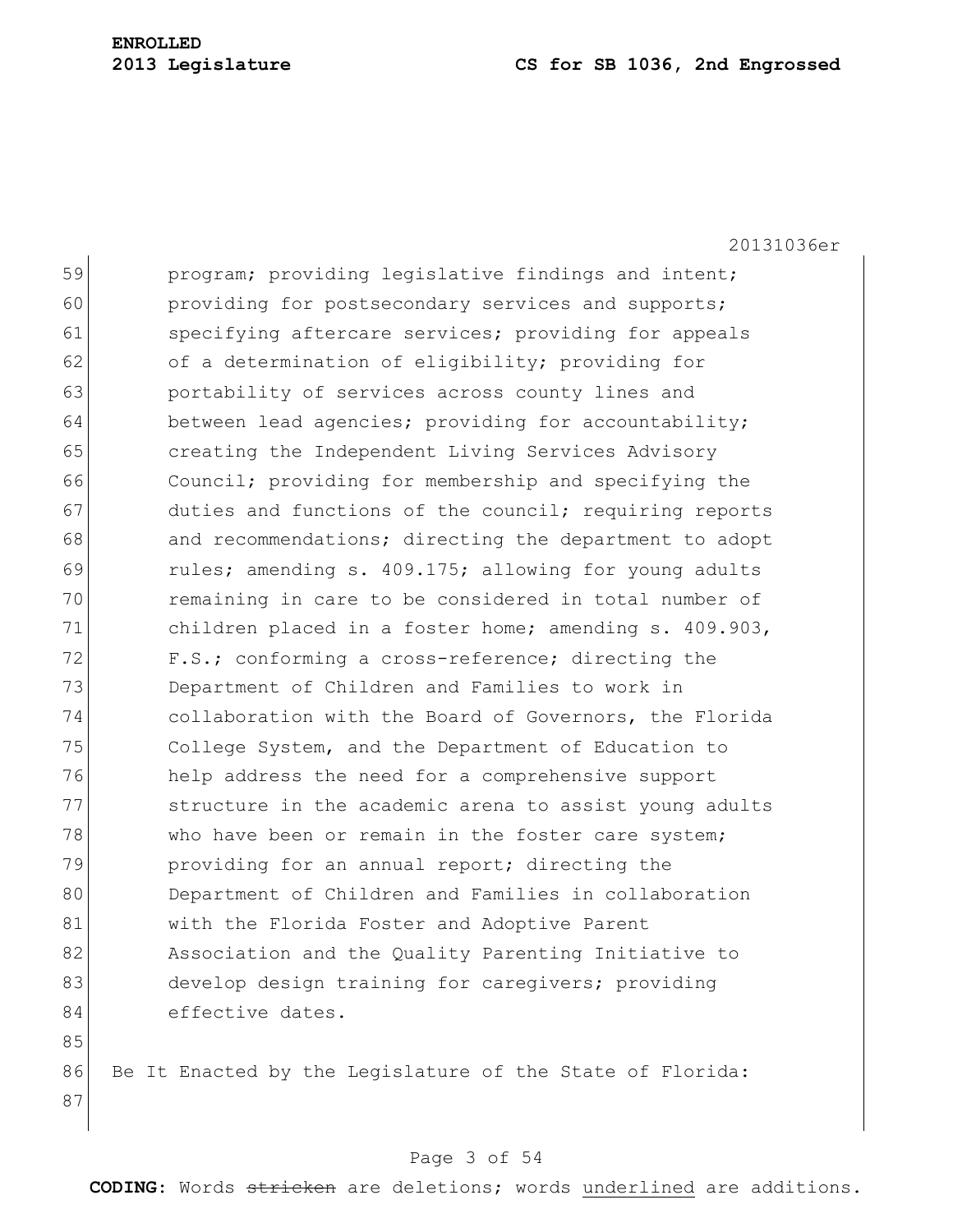program; providing legislative findings and intent; providing for postsecondary services and supports; specifying aftercare services; providing for appeals of a determination of eligibility; providing for portability of services across county lines and between lead agencies; providing for accountability; creating the Independent Living Services Advisory Council; providing for membership and specifying the duties and functions of the council; requiring reports and recommendations; directing the department to adopt rules; amending s. 409.175; allowing for young adults remaining in care to be considered in total number of children placed in a foster home; amending s. 409.903, F.S.; conforming a cross-reference; directing the Department of Children and Families to work in collaboration with the Board of Governors, the Florida College System, and the Department of Education to help address the need for a comprehensive support structure in the academic arena to assist young adults who have been or remain in the foster care system; providing for an annual report; directing the Department of Children and Families in collaboration with the Florida Foster and Adoptive Parent Association and the Quality Parenting Initiative to develop design training for caregivers; providing effective dates.

Be It Enacted by the Legislature of the State of Florida: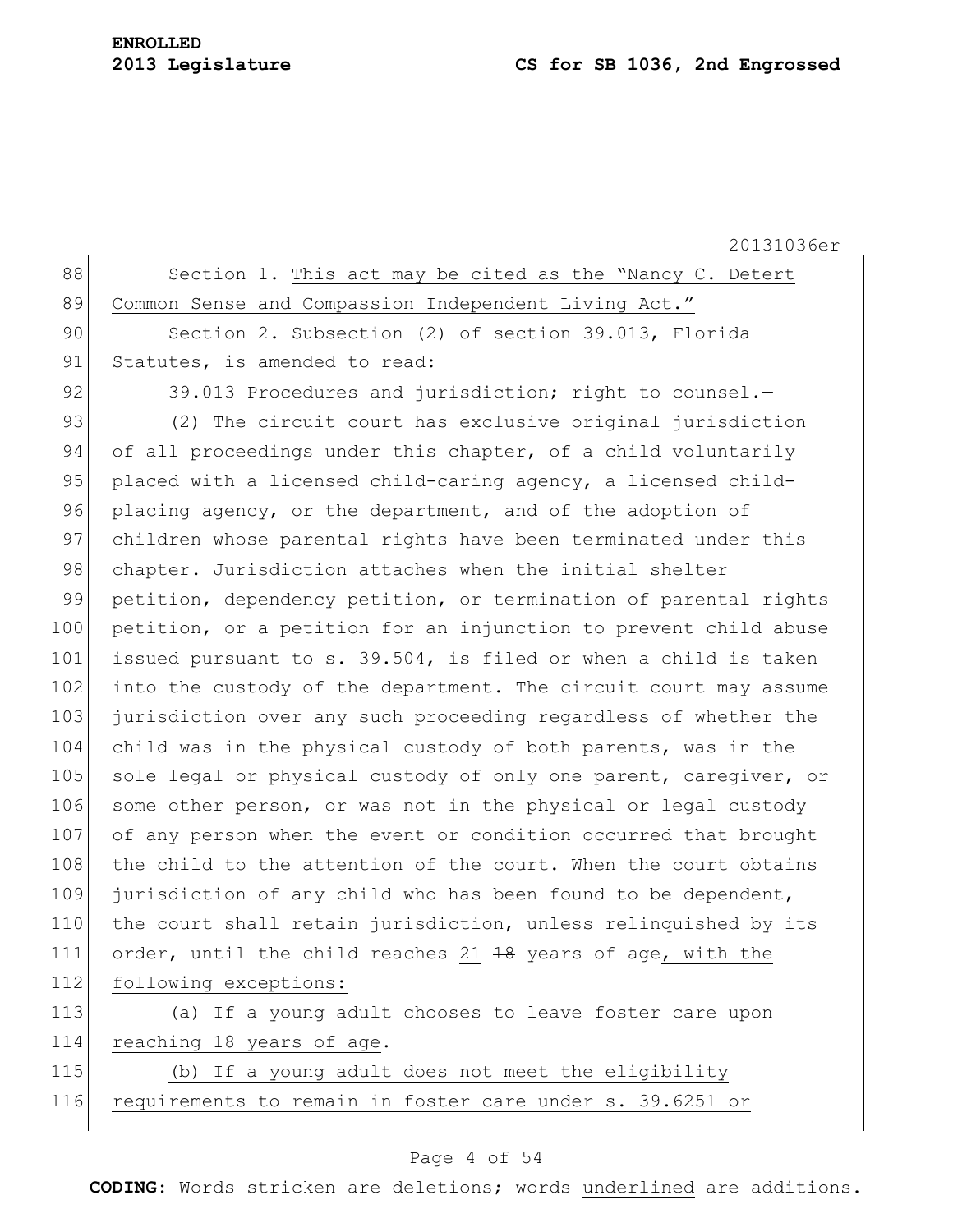Section 1. <u>This act may be cited as the "Nancy C. Detert Common Sense and Compassion Independent Living Act."</u>

Section 2. Subsection (2) of section 39.013, Florida Statutes, is amended to read:

39.013 Procedures and jurisdiction; right to counsel.—

(2) The circuit court has exclusive original jurisdiction of all proceedings under this chapter, of a child voluntarily placed with a licensed child-caring agency, a licensed child-placing agency, or the department, and of the adoption of children whose parental rights have been terminated under this chapter. Jurisdiction attaches when the initial shelter petition, dependency petition, or termination of parental rights petition, or a petition for an injunction to prevent child abuse issued pursuant to s. 39.504, is filed or when a child is taken into the custody of the department. The circuit court may assume jurisdiction over any such proceeding regardless of whether the child was in the physical custody of both parents, was in the sole legal or physical custody of only one parent, caregiver, or some other person, or was not in the physical or legal custody of any person when the event or condition occurred that brought the child to the attention of the court. When the court obtains jurisdiction of any child who has been found to be dependent, the court shall retain jurisdiction, unless relinquished by its order, until the child reaches <u>21</u> ~~18~~ years of age<u>, with the following exceptions:</u>

<u>(a) If a young adult chooses to leave foster care upon reaching 18 years of age.</u>

<u>(b) If a young adult does not meet the eligibility requirements to remain in foster care under s. 39.6251 or</u>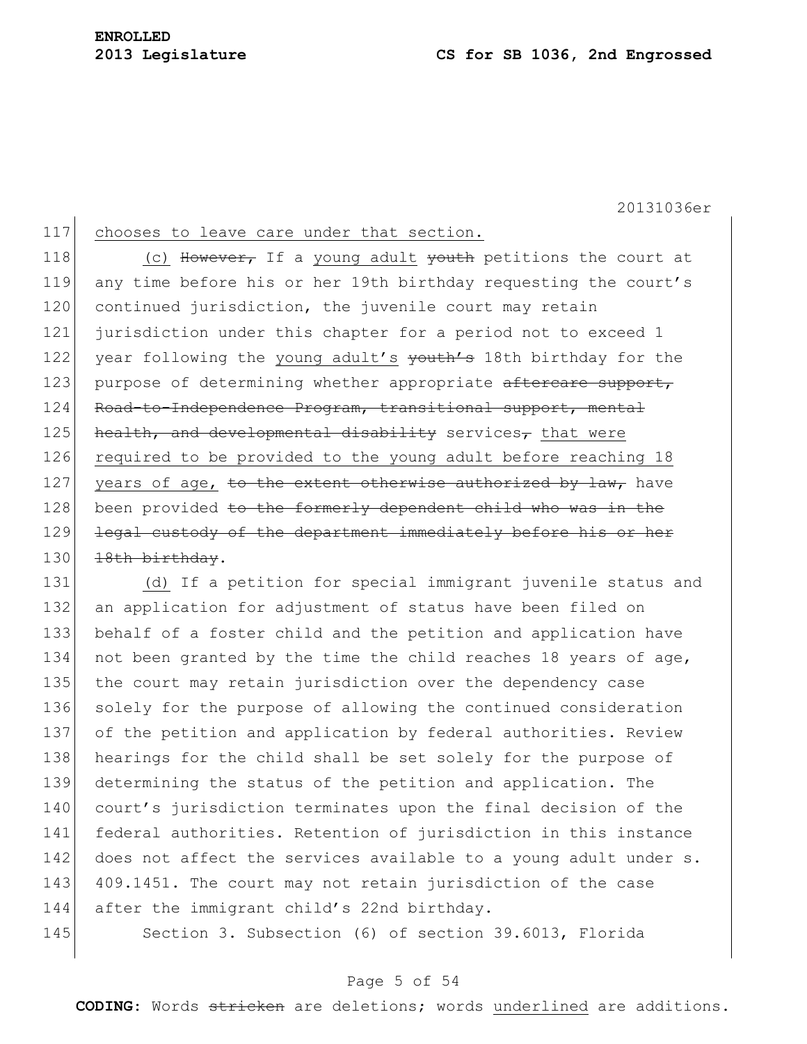chooses to leave care under that section.

<u>(c)</u> ~~However,~~ If a <u>young adult</u> ~~youth~~ petitions the court at any time before his or her 19th birthday requesting the court's continued jurisdiction, the juvenile court may retain jurisdiction under this chapter for a period not to exceed 1 year following the <u>young adult's</u> ~~youth's~~ 18th birthday for the purpose of determining whether appropriate ~~aftercare support, Road-to-Independence Program, transitional support, mental health, and developmental disability~~ services~~,~~ <u>that were required to be provided to the young adult before reaching 18 years of age,</u> ~~to the extent otherwise authorized by law,~~ have been provided ~~to the formerly dependent child who was in the legal custody of the department immediately before his or her 18th birthday~~.

<u>(d)</u> If a petition for special immigrant juvenile status and an application for adjustment of status have been filed on behalf of a foster child and the petition and application have not been granted by the time the child reaches 18 years of age, the court may retain jurisdiction over the dependency case solely for the purpose of allowing the continued consideration of the petition and application by federal authorities. Review hearings for the child shall be set solely for the purpose of determining the status of the petition and application. The court's jurisdiction terminates upon the final decision of the federal authorities. Retention of jurisdiction in this instance does not affect the services available to a young adult under s. 409.1451. The court may not retain jurisdiction of the case after the immigrant child's 22nd birthday.

Section 3. Subsection (6) of section 39.6013, Florida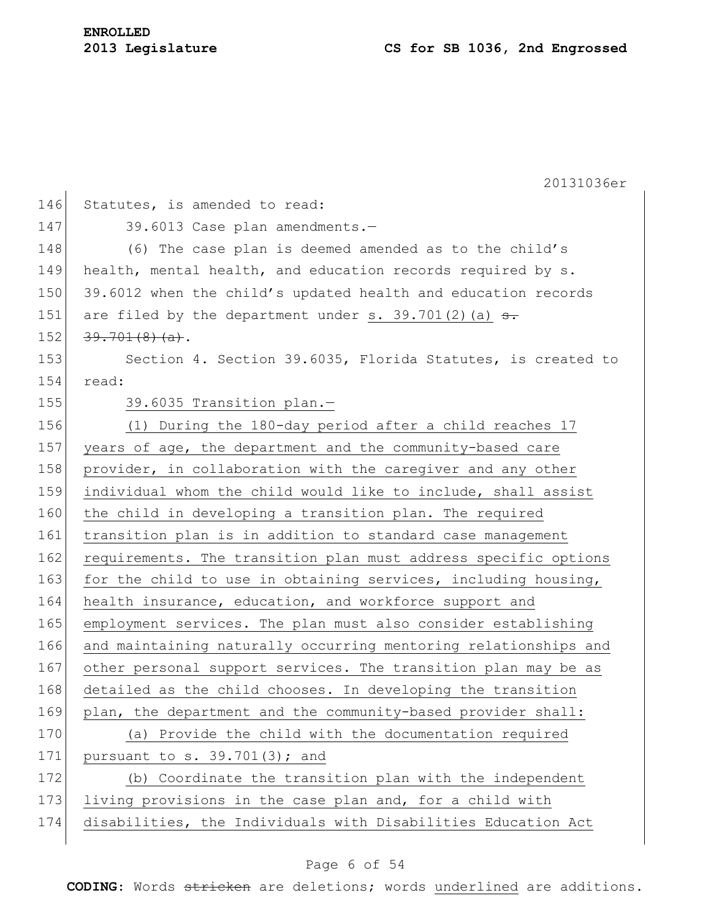Statutes, is amended to read:

39.6013 Case plan amendments.—

(6) The case plan is deemed amended as to the child's health, mental health, and education records required by s. 39.6012 when the child's updated health and education records are filed by the department under s. 39.701(2)(a) ~~s. 39.701(8)(a)~~.

Section 4. Section 39.6035, Florida Statutes, is created to read:

39.6035 Transition plan.—

(1) During the 180-day period after a child reaches 17 years of age, the department and the community-based care provider, in collaboration with the caregiver and any other individual whom the child would like to include, shall assist the child in developing a transition plan. The required transition plan is in addition to standard case management requirements. The transition plan must address specific options for the child to use in obtaining services, including housing, health insurance, education, and workforce support and employment services. The plan must also consider establishing and maintaining naturally occurring mentoring relationships and other personal support services. The transition plan may be as detailed as the child chooses. In developing the transition plan, the department and the community-based provider shall:

(a) Provide the child with the documentation required pursuant to s. 39.701(3); and

(b) Coordinate the transition plan with the independent living provisions in the case plan and, for a child with disabilities, the Individuals with Disabilities Education Act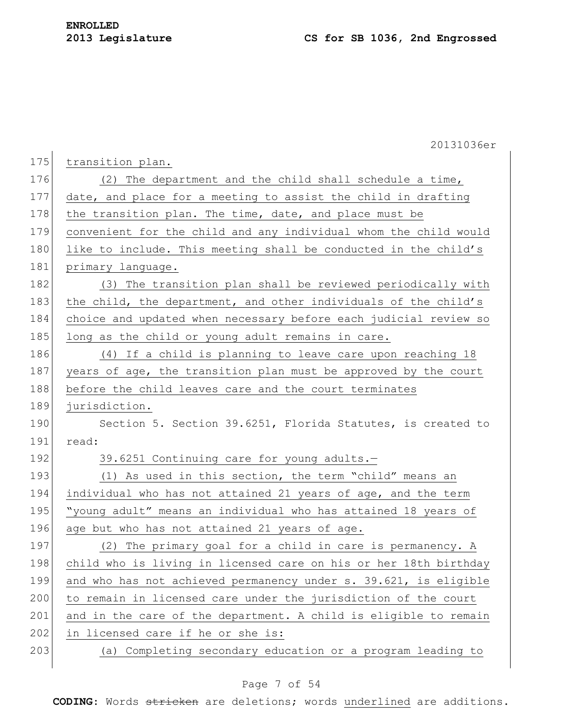transition plan.

(2) The department and the child shall schedule a time, date, and place for a meeting to assist the child in drafting the transition plan. The time, date, and place must be convenient for the child and any individual whom the child would like to include. This meeting shall be conducted in the child's primary language.

(3) The transition plan shall be reviewed periodically with the child, the department, and other individuals of the child's choice and updated when necessary before each judicial review so long as the child or young adult remains in care.

(4) If a child is planning to leave care upon reaching 18 years of age, the transition plan must be approved by the court before the child leaves care and the court terminates jurisdiction.

Section 5. Section 39.6251, Florida Statutes, is created to read:

39.6251 Continuing care for young adults.—

(1) As used in this section, the term "child" means an individual who has not attained 21 years of age, and the term "young adult" means an individual who has attained 18 years of age but who has not attained 21 years of age.

(2) The primary goal for a child in care is permanency. A child who is living in licensed care on his or her 18th birthday and who has not achieved permanency under s. 39.621, is eligible to remain in licensed care under the jurisdiction of the court and in the care of the department. A child is eligible to remain in licensed care if he or she is:

(a) Completing secondary education or a program leading to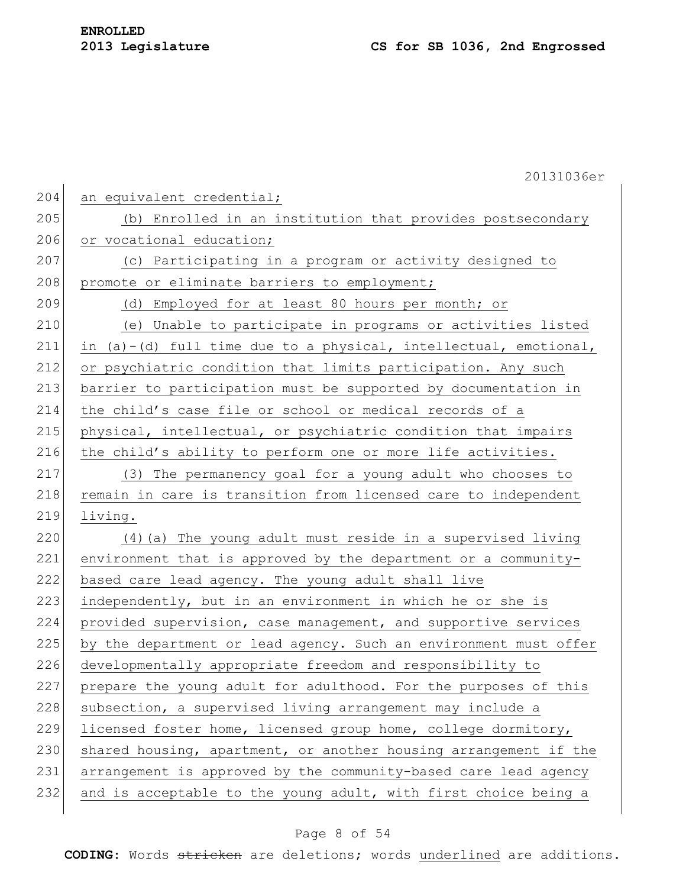an equivalent credential;

(b) Enrolled in an institution that provides postsecondary or vocational education;

(c) Participating in a program or activity designed to promote or eliminate barriers to employment;

(d) Employed for at least 80 hours per month; or

(e) Unable to participate in programs or activities listed in (a)-(d) full time due to a physical, intellectual, emotional, or psychiatric condition that limits participation. Any such barrier to participation must be supported by documentation in the child's case file or school or medical records of a physical, intellectual, or psychiatric condition that impairs the child's ability to perform one or more life activities.

(3) The permanency goal for a young adult who chooses to remain in care is transition from licensed care to independent living.

(4)(a) The young adult must reside in a supervised living environment that is approved by the department or a community-based care lead agency. The young adult shall live independently, but in an environment in which he or she is provided supervision, case management, and supportive services by the department or lead agency. Such an environment must offer developmentally appropriate freedom and responsibility to prepare the young adult for adulthood. For the purposes of this subsection, a supervised living arrangement may include a licensed foster home, licensed group home, college dormitory, shared housing, apartment, or another housing arrangement if the arrangement is approved by the community-based care lead agency and is acceptable to the young adult, with first choice being a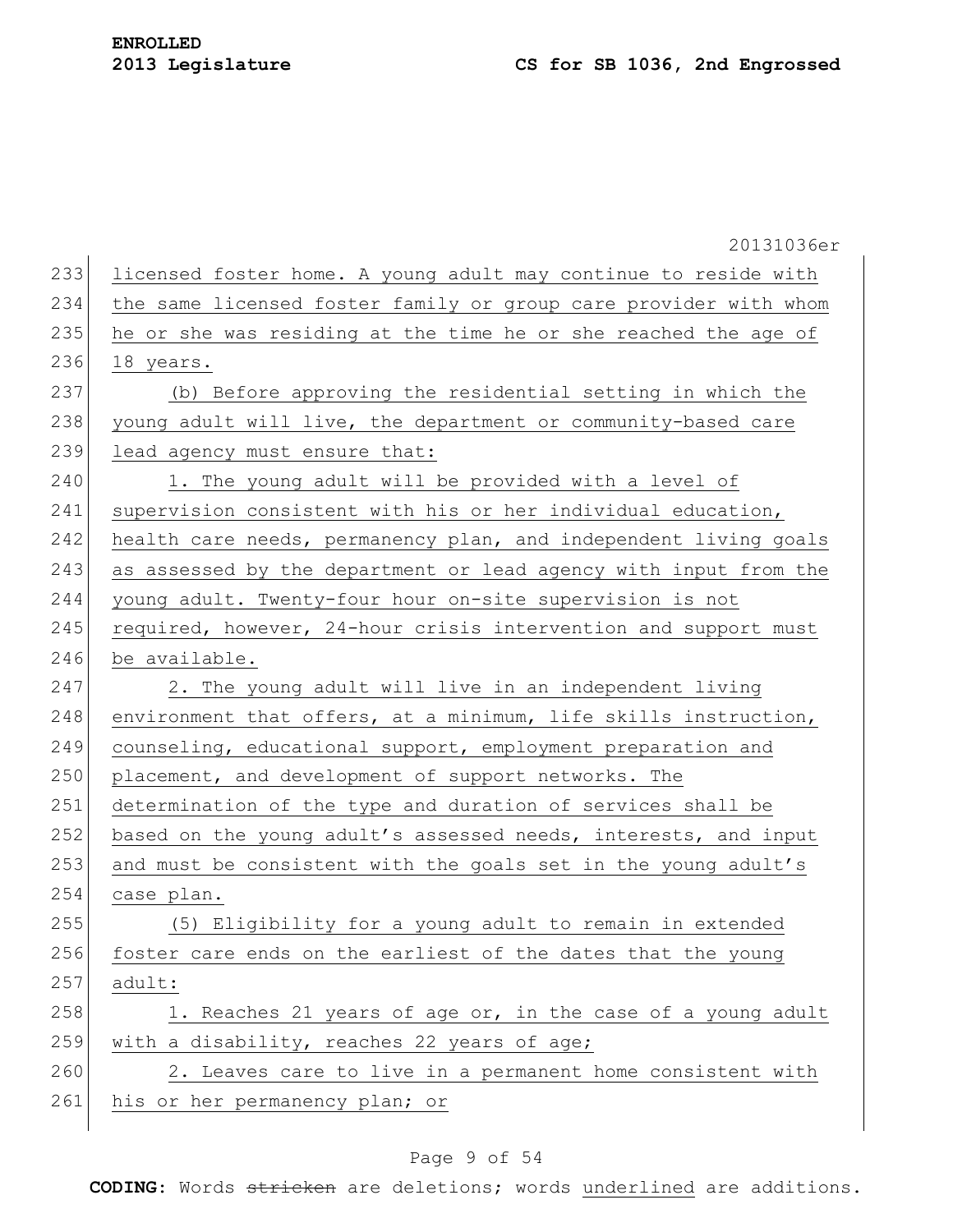licensed foster home. A young adult may continue to reside with the same licensed foster family or group care provider with whom he or she was residing at the time he or she reached the age of 18 years.

(b) Before approving the residential setting in which the young adult will live, the department or community-based care lead agency must ensure that:

1. The young adult will be provided with a level of supervision consistent with his or her individual education, health care needs, permanency plan, and independent living goals as assessed by the department or lead agency with input from the young adult. Twenty-four hour on-site supervision is not required, however, 24-hour crisis intervention and support must be available.

2. The young adult will live in an independent living environment that offers, at a minimum, life skills instruction, counseling, educational support, employment preparation and placement, and development of support networks. The determination of the type and duration of services shall be based on the young adult's assessed needs, interests, and input and must be consistent with the goals set in the young adult's case plan.

(5) Eligibility for a young adult to remain in extended foster care ends on the earliest of the dates that the young adult:

1. Reaches 21 years of age or, in the case of a young adult with a disability, reaches 22 years of age;

2. Leaves care to live in a permanent home consistent with his or her permanency plan; or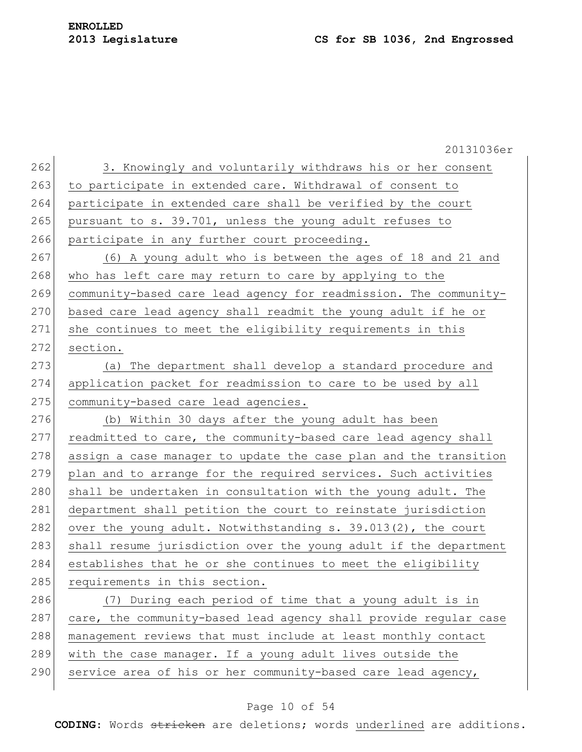3. Knowingly and voluntarily withdraws his or her consent to participate in extended care. Withdrawal of consent to participate in extended care shall be verified by the court pursuant to s. 39.701, unless the young adult refuses to participate in any further court proceeding.

(6) A young adult who is between the ages of 18 and 21 and who has left care may return to care by applying to the community-based care lead agency for readmission. The community-based care lead agency shall readmit the young adult if he or she continues to meet the eligibility requirements in this section.

(a) The department shall develop a standard procedure and application packet for readmission to care to be used by all community-based care lead agencies.

(b) Within 30 days after the young adult has been readmitted to care, the community-based care lead agency shall assign a case manager to update the case plan and the transition plan and to arrange for the required services. Such activities shall be undertaken in consultation with the young adult. The department shall petition the court to reinstate jurisdiction over the young adult. Notwithstanding s. 39.013(2), the court shall resume jurisdiction over the young adult if the department establishes that he or she continues to meet the eligibility requirements in this section.

(7) During each period of time that a young adult is in care, the community-based lead agency shall provide regular case management reviews that must include at least monthly contact with the case manager. If a young adult lives outside the service area of his or her community-based care lead agency,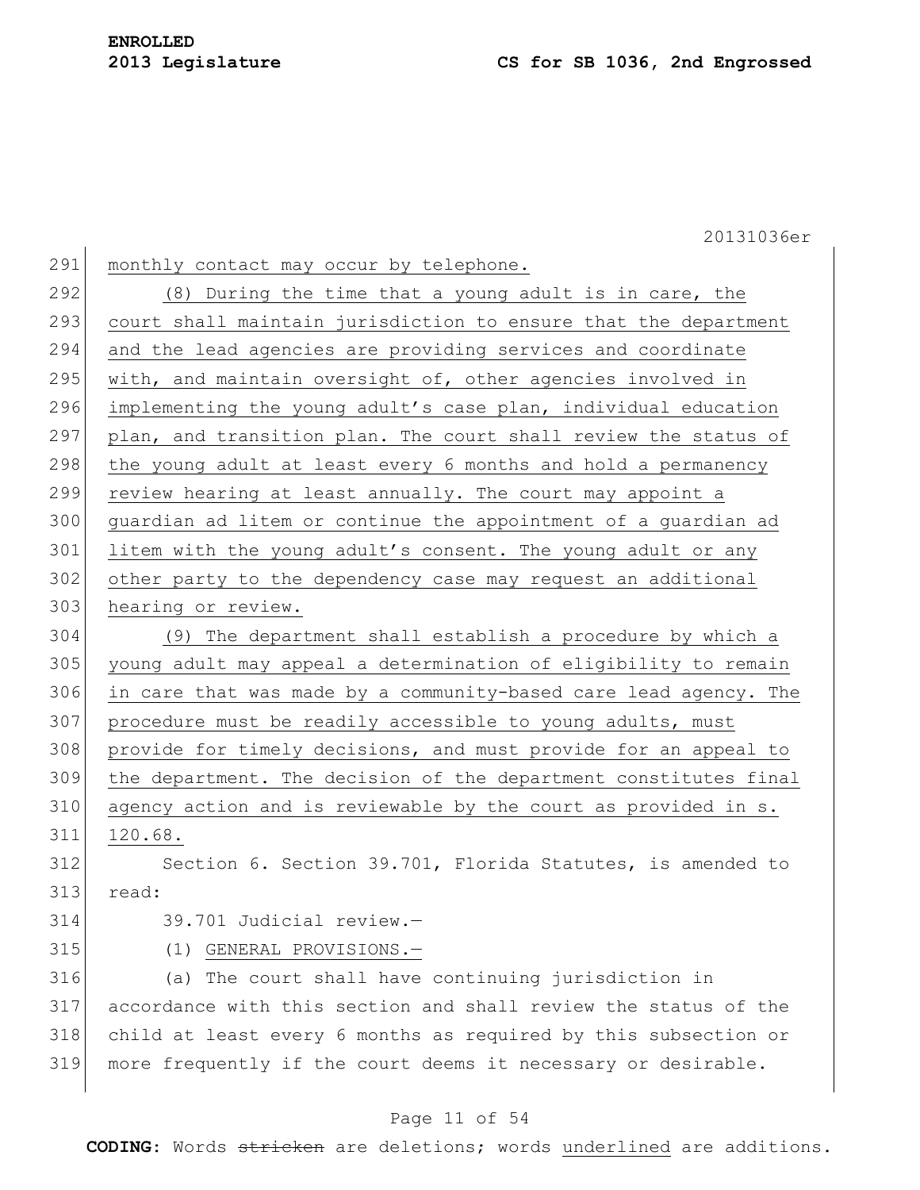monthly contact may occur by telephone.

<u>(8) During the time that a young adult is in care, the court shall maintain jurisdiction to ensure that the department and the lead agencies are providing services and coordinate with, and maintain oversight of, other agencies involved in implementing the young adult's case plan, individual education plan, and transition plan. The court shall review the status of the young adult at least every 6 months and hold a permanency review hearing at least annually. The court may appoint a guardian ad litem or continue the appointment of a guardian ad litem with the young adult's consent. The young adult or any other party to the dependency case may request an additional hearing or review.</u>

<u>(9) The department shall establish a procedure by which a young adult may appeal a determination of eligibility to remain in care that was made by a community-based care lead agency. The procedure must be readily accessible to young adults, must provide for timely decisions, and must provide for an appeal to the department. The decision of the department constitutes final agency action and is reviewable by the court as provided in s. 120.68.</u>

Section 6. Section 39.701, Florida Statutes, is amended to read:

39.701 Judicial review.—

(1) <u>GENERAL PROVISIONS.—</u>

(a) The court shall have continuing jurisdiction in accordance with this section and shall review the status of the child at least every 6 months as required by this subsection or more frequently if the court deems it necessary or desirable.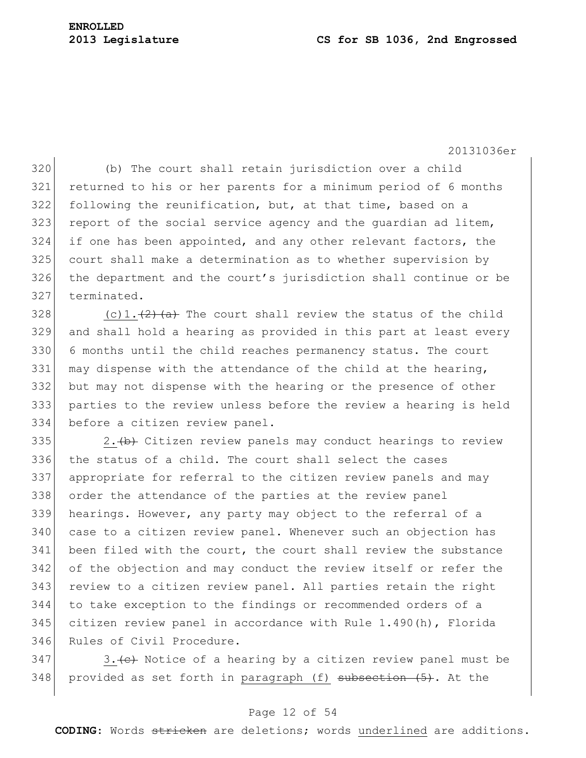(b) The court shall retain jurisdiction over a child returned to his or her parents for a minimum period of 6 months following the reunification, but, at that time, based on a report of the social service agency and the guardian ad litem, if one has been appointed, and any other relevant factors, the court shall make a determination as to whether supervision by the department and the court's jurisdiction shall continue or be terminated.

<u>(c)1.</u>~~(2)(a)~~ The court shall review the status of the child and shall hold a hearing as provided in this part at least every 6 months until the child reaches permanency status. The court may dispense with the attendance of the child at the hearing, but may not dispense with the hearing or the presence of other parties to the review unless before the review a hearing is held before a citizen review panel.

<u>2.</u>~~(b)~~ Citizen review panels may conduct hearings to review the status of a child. The court shall select the cases appropriate for referral to the citizen review panels and may order the attendance of the parties at the review panel hearings. However, any party may object to the referral of a case to a citizen review panel. Whenever such an objection has been filed with the court, the court shall review the substance of the objection and may conduct the review itself or refer the review to a citizen review panel. All parties retain the right to take exception to the findings or recommended orders of a citizen review panel in accordance with Rule 1.490(h), Florida Rules of Civil Procedure.

<u>3.</u>~~(c)~~ Notice of a hearing by a citizen review panel must be provided as set forth in <u>paragraph (f)</u> ~~subsection (5)~~. At the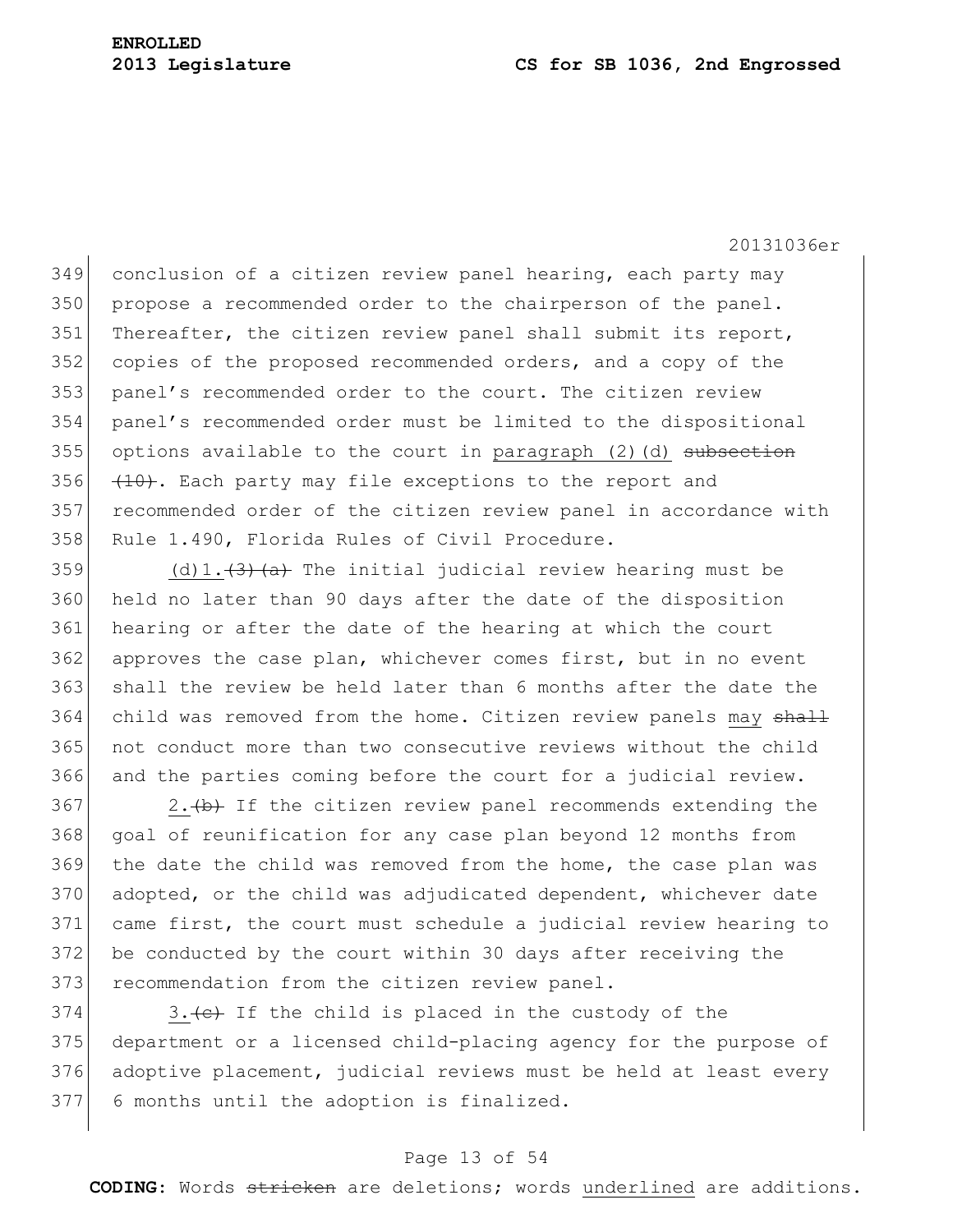conclusion of a citizen review panel hearing, each party may propose a recommended order to the chairperson of the panel. Thereafter, the citizen review panel shall submit its report, copies of the proposed recommended orders, and a copy of the panel's recommended order to the court. The citizen review panel's recommended order must be limited to the dispositional options available to the court in <u>paragraph (2)(d)</u> ~~subsection (10)~~. Each party may file exceptions to the report and recommended order of the citizen review panel in accordance with Rule 1.490, Florida Rules of Civil Procedure.

<u>(d)1.</u>~~(3)(a)~~ The initial judicial review hearing must be held no later than 90 days after the date of the disposition hearing or after the date of the hearing at which the court approves the case plan, whichever comes first, but in no event shall the review be held later than 6 months after the date the child was removed from the home. Citizen review panels <u>may</u> ~~shall~~ not conduct more than two consecutive reviews without the child and the parties coming before the court for a judicial review.

<u>2.</u>~~(b)~~ If the citizen review panel recommends extending the goal of reunification for any case plan beyond 12 months from the date the child was removed from the home, the case plan was adopted, or the child was adjudicated dependent, whichever date came first, the court must schedule a judicial review hearing to be conducted by the court within 30 days after receiving the recommendation from the citizen review panel.

<u>3.</u>~~(c)~~ If the child is placed in the custody of the department or a licensed child-placing agency for the purpose of adoptive placement, judicial reviews must be held at least every 6 months until the adoption is finalized.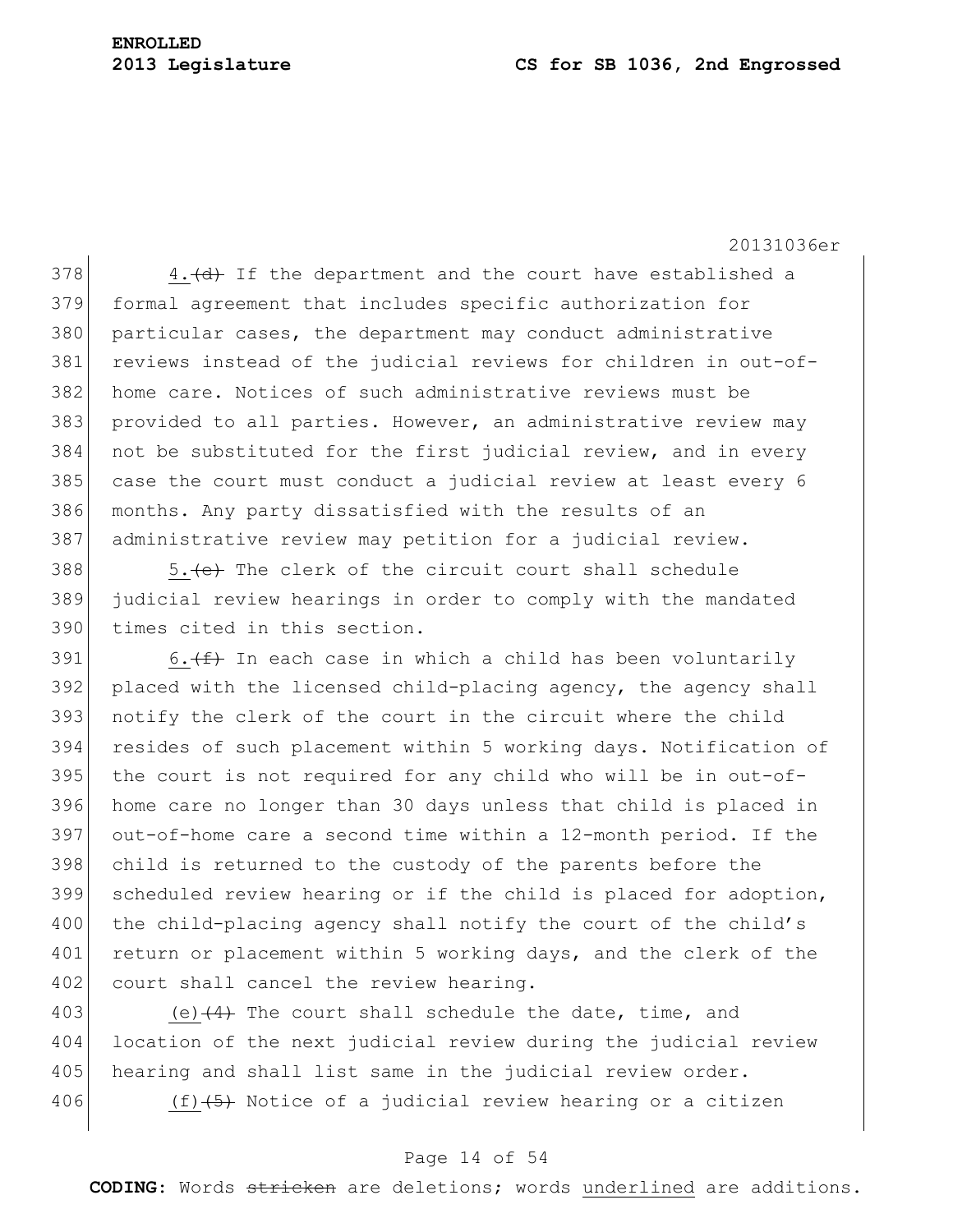4.~~(d)~~ If the department and the court have established a formal agreement that includes specific authorization for particular cases, the department may conduct administrative reviews instead of the judicial reviews for children in out-of-home care. Notices of such administrative reviews must be provided to all parties. However, an administrative review may not be substituted for the first judicial review, and in every case the court must conduct a judicial review at least every 6 months. Any party dissatisfied with the results of an administrative review may petition for a judicial review.

5.~~(e)~~ The clerk of the circuit court shall schedule judicial review hearings in order to comply with the mandated times cited in this section.

6.~~(f)~~ In each case in which a child has been voluntarily placed with the licensed child-placing agency, the agency shall notify the clerk of the court in the circuit where the child resides of such placement within 5 working days. Notification of the court is not required for any child who will be in out-of-home care no longer than 30 days unless that child is placed in out-of-home care a second time within a 12-month period. If the child is returned to the custody of the parents before the scheduled review hearing or if the child is placed for adoption, the child-placing agency shall notify the court of the child's return or placement within 5 working days, and the clerk of the court shall cancel the review hearing.

<u>(e)</u>~~(4)~~ The court shall schedule the date, time, and location of the next judicial review during the judicial review hearing and shall list same in the judicial review order.

<u>(f)</u>~~(5)~~ Notice of a judicial review hearing or a citizen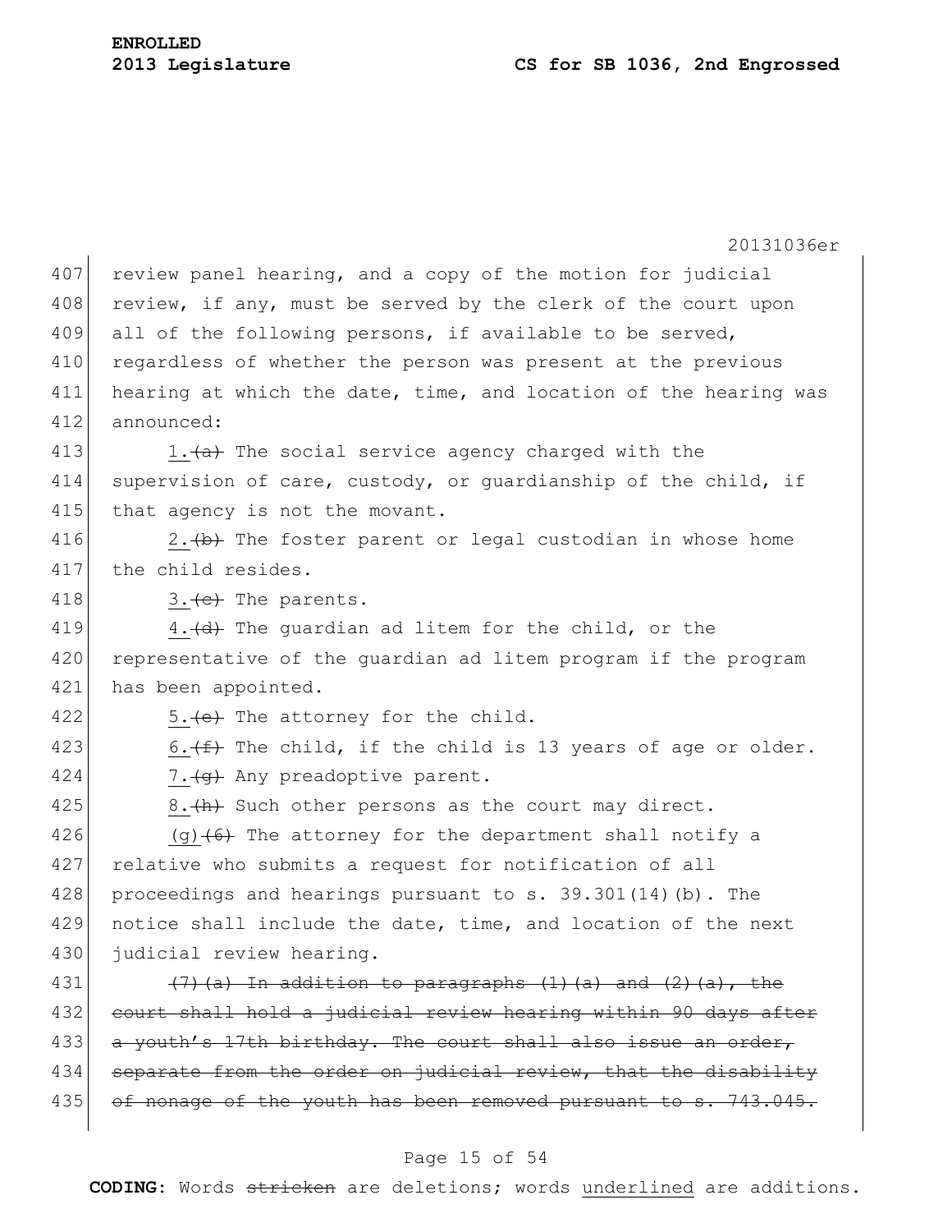review panel hearing, and a copy of the motion for judicial review, if any, must be served by the clerk of the court upon all of the following persons, if available to be served, regardless of whether the person was present at the previous hearing at which the date, time, and location of the hearing was announced:

1.~~(a)~~ The social service agency charged with the supervision of care, custody, or guardianship of the child, if that agency is not the movant.

2.~~(b)~~ The foster parent or legal custodian in whose home the child resides.

3.~~(c)~~ The parents.

4.~~(d)~~ The guardian ad litem for the child, or the representative of the guardian ad litem program if the program has been appointed.

5.~~(e)~~ The attorney for the child.

6.~~(f)~~ The child, if the child is 13 years of age or older.

7.~~(g)~~ Any preadoptive parent.

8.~~(h)~~ Such other persons as the court may direct.

(g)~~(6)~~ The attorney for the department shall notify a relative who submits a request for notification of all proceedings and hearings pursuant to s. 39.301(14)(b). The notice shall include the date, time, and location of the next judicial review hearing.

~~(7)(a) In addition to paragraphs (1)(a) and (2)(a), the court shall hold a judicial review hearing within 90 days after a youth's 17th birthday. The court shall also issue an order, separate from the order on judicial review, that the disability of nonage of the youth has been removed pursuant to s. 743.045.~~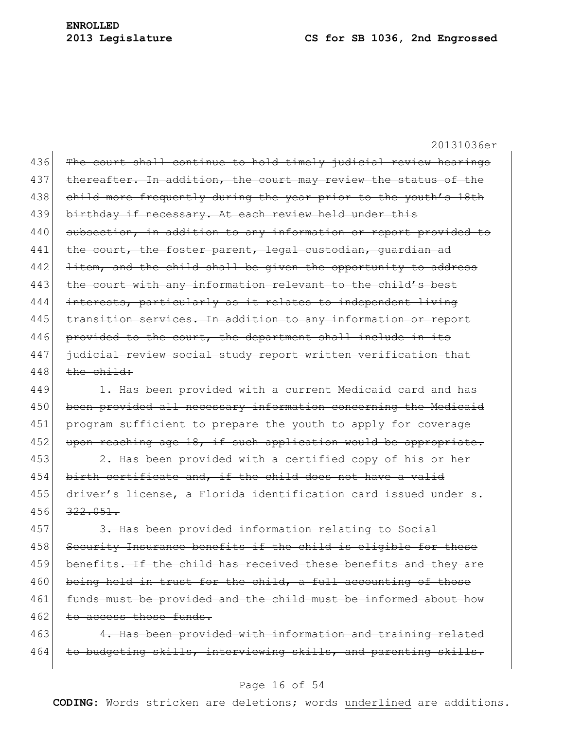~~The court shall continue to hold timely judicial review hearings thereafter. In addition, the court may review the status of the child more frequently during the year prior to the youth's 18th birthday if necessary. At each review held under this subsection, in addition to any information or report provided to the court, the foster parent, legal custodian, guardian ad litem, and the child shall be given the opportunity to address the court with any information relevant to the child's best interests, particularly as it relates to independent living transition services. In addition to any information or report provided to the court, the department shall include in its judicial review social study report written verification that the child:~~

~~1. Has been provided with a current Medicaid card and has been provided all necessary information concerning the Medicaid program sufficient to prepare the youth to apply for coverage upon reaching age 18, if such application would be appropriate.~~

~~2. Has been provided with a certified copy of his or her birth certificate and, if the child does not have a valid driver's license, a Florida identification card issued under s. 322.051.~~

~~3. Has been provided information relating to Social Security Insurance benefits if the child is eligible for these benefits. If the child has received these benefits and they are being held in trust for the child, a full accounting of those funds must be provided and the child must be informed about how to access those funds.~~

~~4. Has been provided with information and training related to budgeting skills, interviewing skills, and parenting skills.~~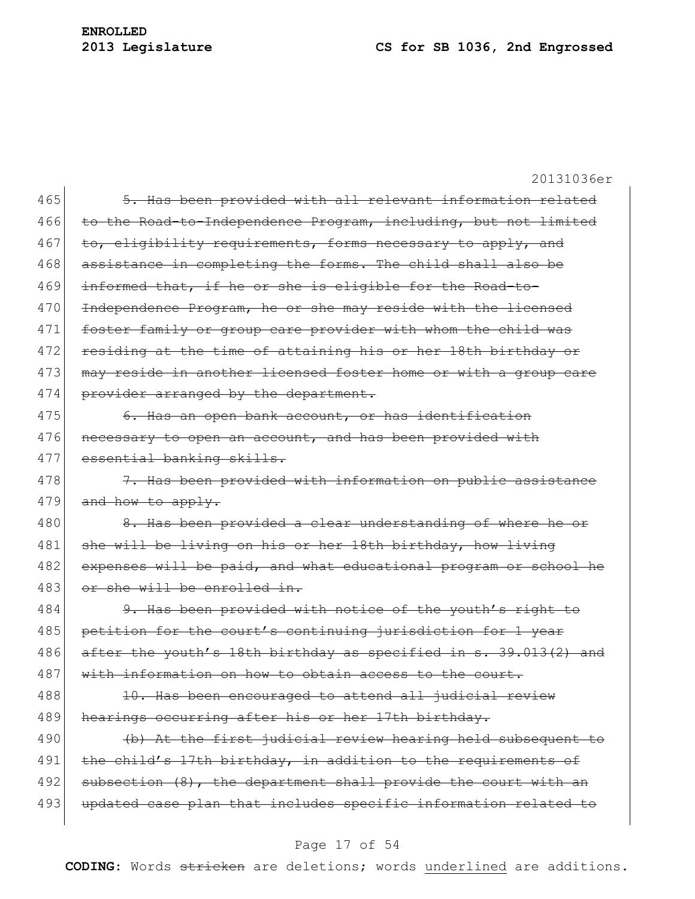5. Has been provided with all relevant information related to the Road-to-Independence Program, including, but not limited to, eligibility requirements, forms necessary to apply, and assistance in completing the forms. The child shall also be informed that, if he or she is eligible for the Road-to-Independence Program, he or she may reside with the licensed foster family or group care provider with whom the child was residing at the time of attaining his or her 18th birthday or may reside in another licensed foster home or with a group care provider arranged by the department.

6. Has an open bank account, or has identification necessary to open an account, and has been provided with essential banking skills.

7. Has been provided with information on public assistance and how to apply.

8. Has been provided a clear understanding of where he or she will be living on his or her 18th birthday, how living expenses will be paid, and what educational program or school he or she will be enrolled in.

9. Has been provided with notice of the youth's right to petition for the court's continuing jurisdiction for 1 year after the youth's 18th birthday as specified in s. 39.013(2) and with information on how to obtain access to the court.

10. Has been encouraged to attend all judicial review hearings occurring after his or her 17th birthday.

(b) At the first judicial review hearing held subsequent to the child's 17th birthday, in addition to the requirements of subsection (8), the department shall provide the court with an updated case plan that includes specific information related to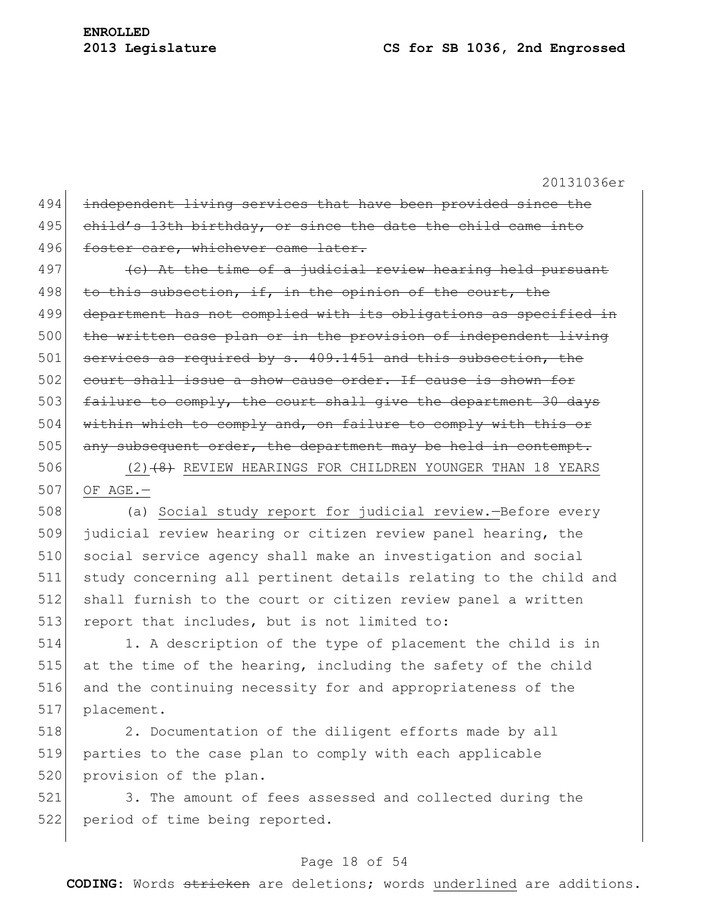~~independent living services that have been provided since the child's 13th birthday, or since the date the child came into foster care, whichever came later.~~

~~(c) At the time of a judicial review hearing held pursuant to this subsection, if, in the opinion of the court, the department has not complied with its obligations as specified in the written case plan or in the provision of independent living services as required by s. 409.1451 and this subsection, the court shall issue a show cause order. If cause is shown for failure to comply, the court shall give the department 30 days within which to comply and, on failure to comply with this or any subsequent order, the department may be held in contempt.~~

<u>(2)</u>~~(8)~~ REVIEW HEARINGS FOR CHILDREN YOUNGER THAN 18 YEARS OF AGE.—

(a) <u>Social study report for judicial review.</u>—Before every judicial review hearing or citizen review panel hearing, the social service agency shall make an investigation and social study concerning all pertinent details relating to the child and shall furnish to the court or citizen review panel a written report that includes, but is not limited to:

1. A description of the type of placement the child is in at the time of the hearing, including the safety of the child and the continuing necessity for and appropriateness of the placement.

2. Documentation of the diligent efforts made by all parties to the case plan to comply with each applicable provision of the plan.

3. The amount of fees assessed and collected during the period of time being reported.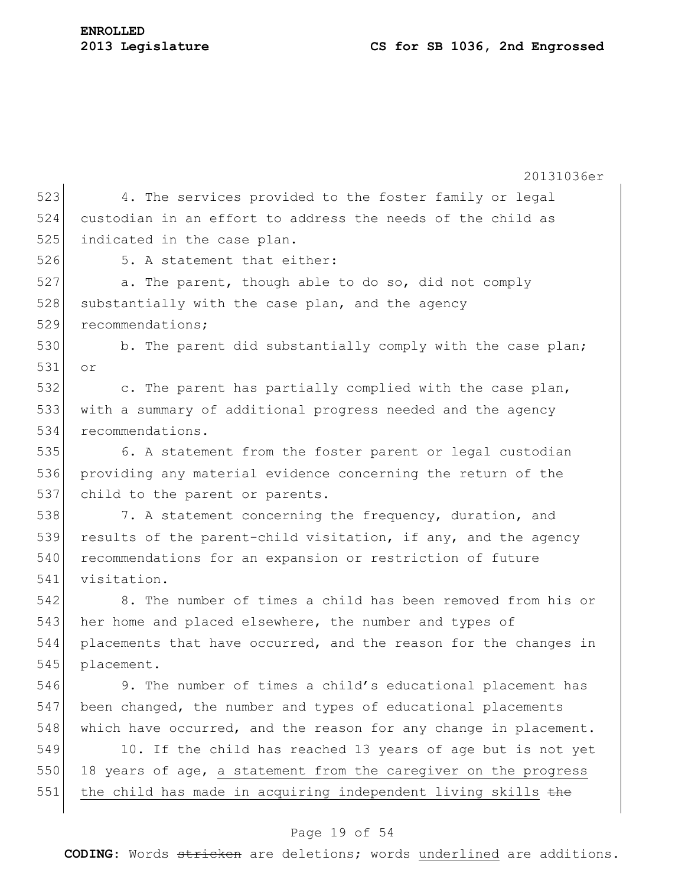4. The services provided to the foster family or legal custodian in an effort to address the needs of the child as indicated in the case plan.

5. A statement that either:

a. The parent, though able to do so, did not comply substantially with the case plan, and the agency recommendations;

b. The parent did substantially comply with the case plan; or

c. The parent has partially complied with the case plan, with a summary of additional progress needed and the agency recommendations.

6. A statement from the foster parent or legal custodian providing any material evidence concerning the return of the child to the parent or parents.

7. A statement concerning the frequency, duration, and results of the parent-child visitation, if any, and the agency recommendations for an expansion or restriction of future visitation.

8. The number of times a child has been removed from his or her home and placed elsewhere, the number and types of placements that have occurred, and the reason for the changes in placement.

9. The number of times a child's educational placement has been changed, the number and types of educational placements which have occurred, and the reason for any change in placement.

10. If the child has reached 13 years of age but is not yet 18 years of age, <u>a statement from the caregiver on the progress the child has made in acquiring independent living skills</u> ~~the~~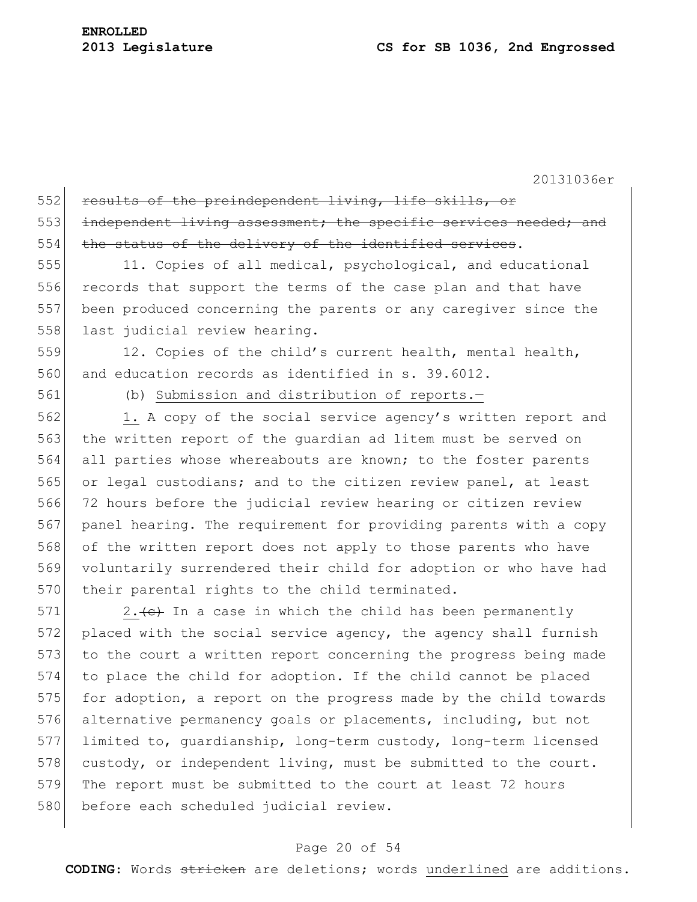~~results of the preindependent living, life skills, or independent living assessment; the specific services needed; and the status of the delivery of the identified services~~.

11. Copies of all medical, psychological, and educational records that support the terms of the case plan and that have been produced concerning the parents or any caregiver since the last judicial review hearing.

12. Copies of the child's current health, mental health, and education records as identified in s. 39.6012.

(b) <u>Submission and distribution of reports.—</u>

<u>1.</u> A copy of the social service agency's written report and the written report of the guardian ad litem must be served on all parties whose whereabouts are known; to the foster parents or legal custodians; and to the citizen review panel, at least 72 hours before the judicial review hearing or citizen review panel hearing. The requirement for providing parents with a copy of the written report does not apply to those parents who have voluntarily surrendered their child for adoption or who have had their parental rights to the child terminated.

<u>2.</u>~~(c)~~ In a case in which the child has been permanently placed with the social service agency, the agency shall furnish to the court a written report concerning the progress being made to place the child for adoption. If the child cannot be placed for adoption, a report on the progress made by the child towards alternative permanency goals or placements, including, but not limited to, guardianship, long-term custody, long-term licensed custody, or independent living, must be submitted to the court. The report must be submitted to the court at least 72 hours before each scheduled judicial review.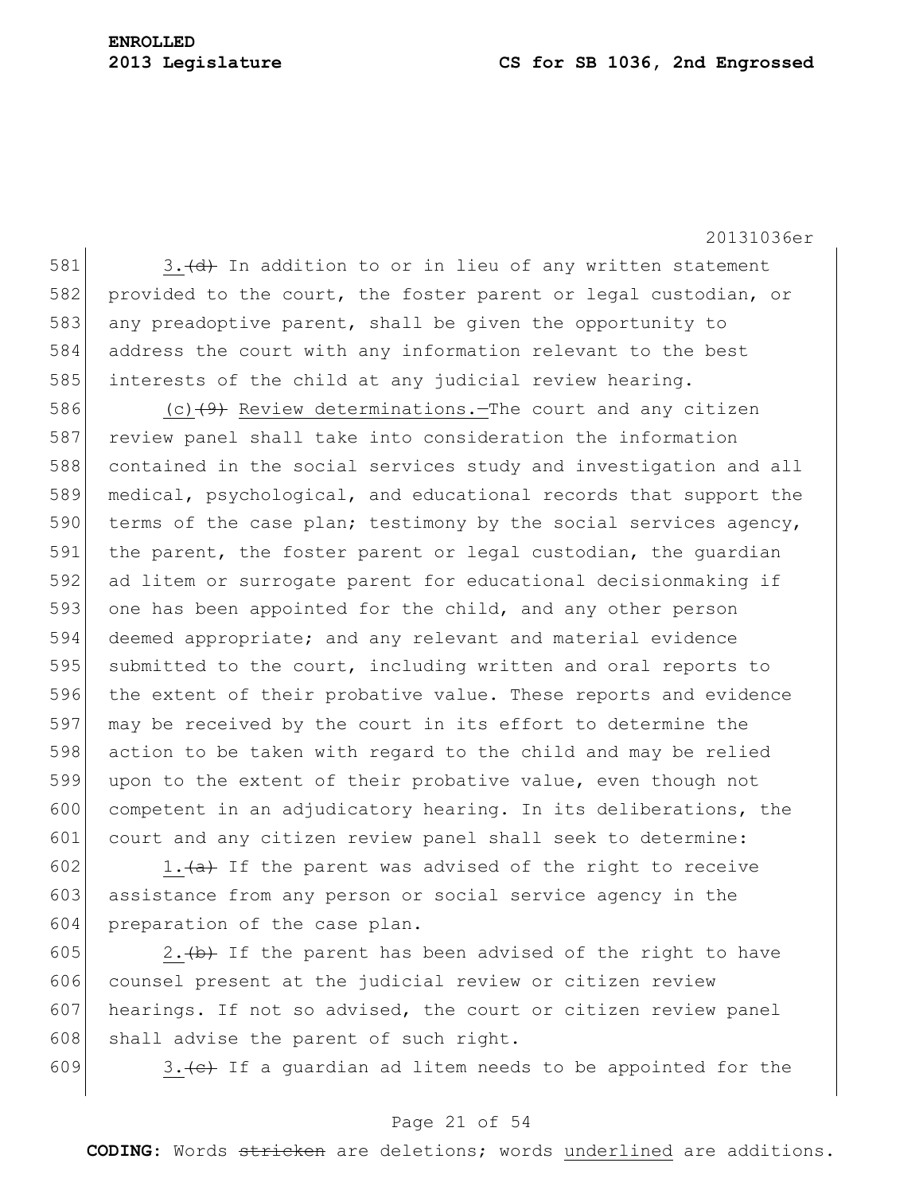3.~~(d)~~ In addition to or in lieu of any written statement provided to the court, the foster parent or legal custodian, or any preadoptive parent, shall be given the opportunity to address the court with any information relevant to the best interests of the child at any judicial review hearing.

(c)~~(9)~~ Review determinations.—The court and any citizen review panel shall take into consideration the information contained in the social services study and investigation and all medical, psychological, and educational records that support the terms of the case plan; testimony by the social services agency, the parent, the foster parent or legal custodian, the guardian ad litem or surrogate parent for educational decisionmaking if one has been appointed for the child, and any other person deemed appropriate; and any relevant and material evidence submitted to the court, including written and oral reports to the extent of their probative value. These reports and evidence may be received by the court in its effort to determine the action to be taken with regard to the child and may be relied upon to the extent of their probative value, even though not competent in an adjudicatory hearing. In its deliberations, the court and any citizen review panel shall seek to determine:

1.~~(a)~~ If the parent was advised of the right to receive assistance from any person or social service agency in the preparation of the case plan.

2.~~(b)~~ If the parent has been advised of the right to have counsel present at the judicial review or citizen review hearings. If not so advised, the court or citizen review panel shall advise the parent of such right.

3.~~(c)~~ If a guardian ad litem needs to be appointed for the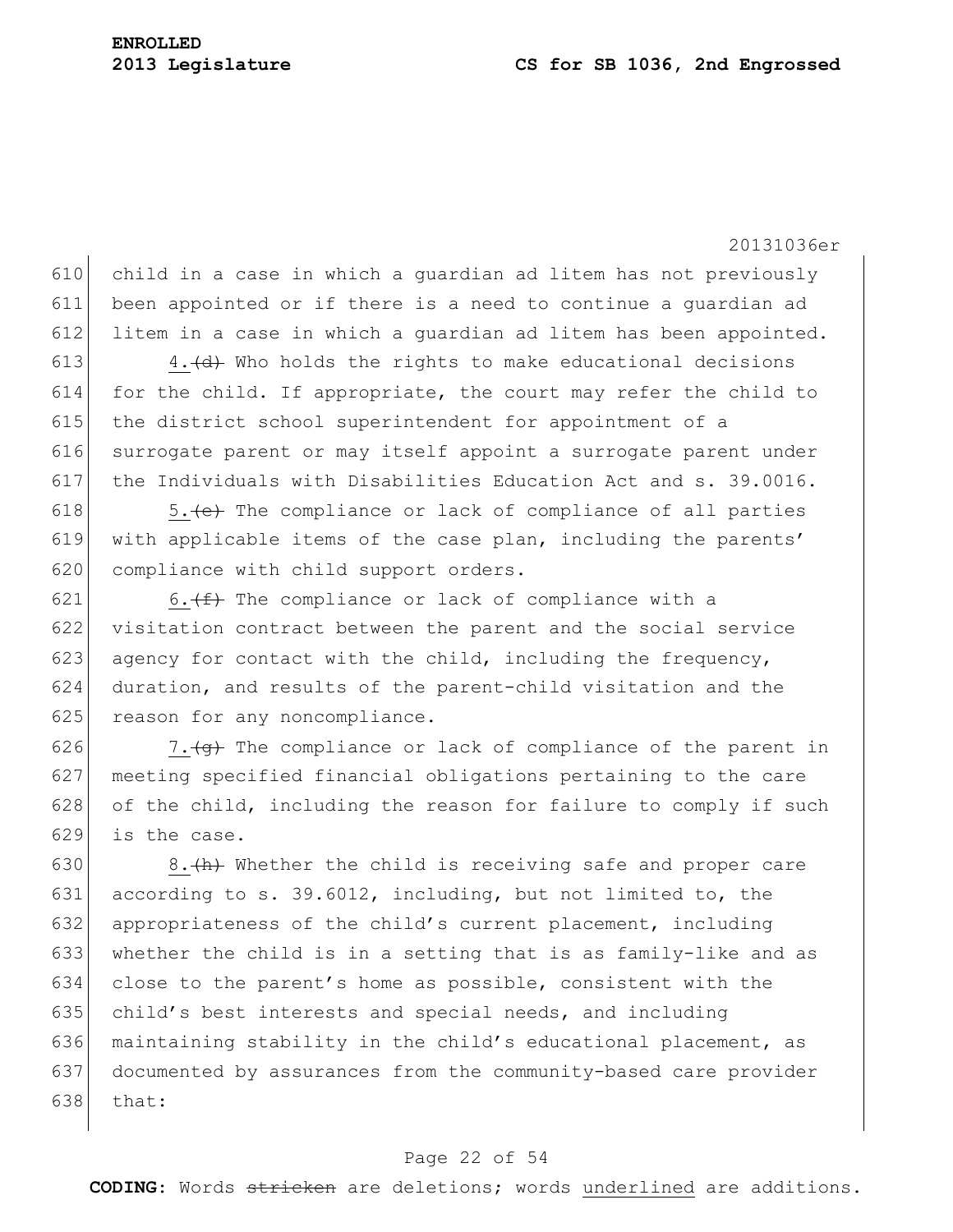child in a case in which a guardian ad litem has not previously been appointed or if there is a need to continue a guardian ad litem in a case in which a guardian ad litem has been appointed.

4.~~(d)~~ Who holds the rights to make educational decisions for the child. If appropriate, the court may refer the child to the district school superintendent for appointment of a surrogate parent or may itself appoint a surrogate parent under the Individuals with Disabilities Education Act and s. 39.0016.

5.~~(e)~~ The compliance or lack of compliance of all parties with applicable items of the case plan, including the parents' compliance with child support orders.

6.~~(f)~~ The compliance or lack of compliance with a visitation contract between the parent and the social service agency for contact with the child, including the frequency, duration, and results of the parent-child visitation and the reason for any noncompliance.

7.~~(g)~~ The compliance or lack of compliance of the parent in meeting specified financial obligations pertaining to the care of the child, including the reason for failure to comply if such is the case.

8.~~(h)~~ Whether the child is receiving safe and proper care according to s. 39.6012, including, but not limited to, the appropriateness of the child's current placement, including whether the child is in a setting that is as family-like and as close to the parent's home as possible, consistent with the child's best interests and special needs, and including maintaining stability in the child's educational placement, as documented by assurances from the community-based care provider that: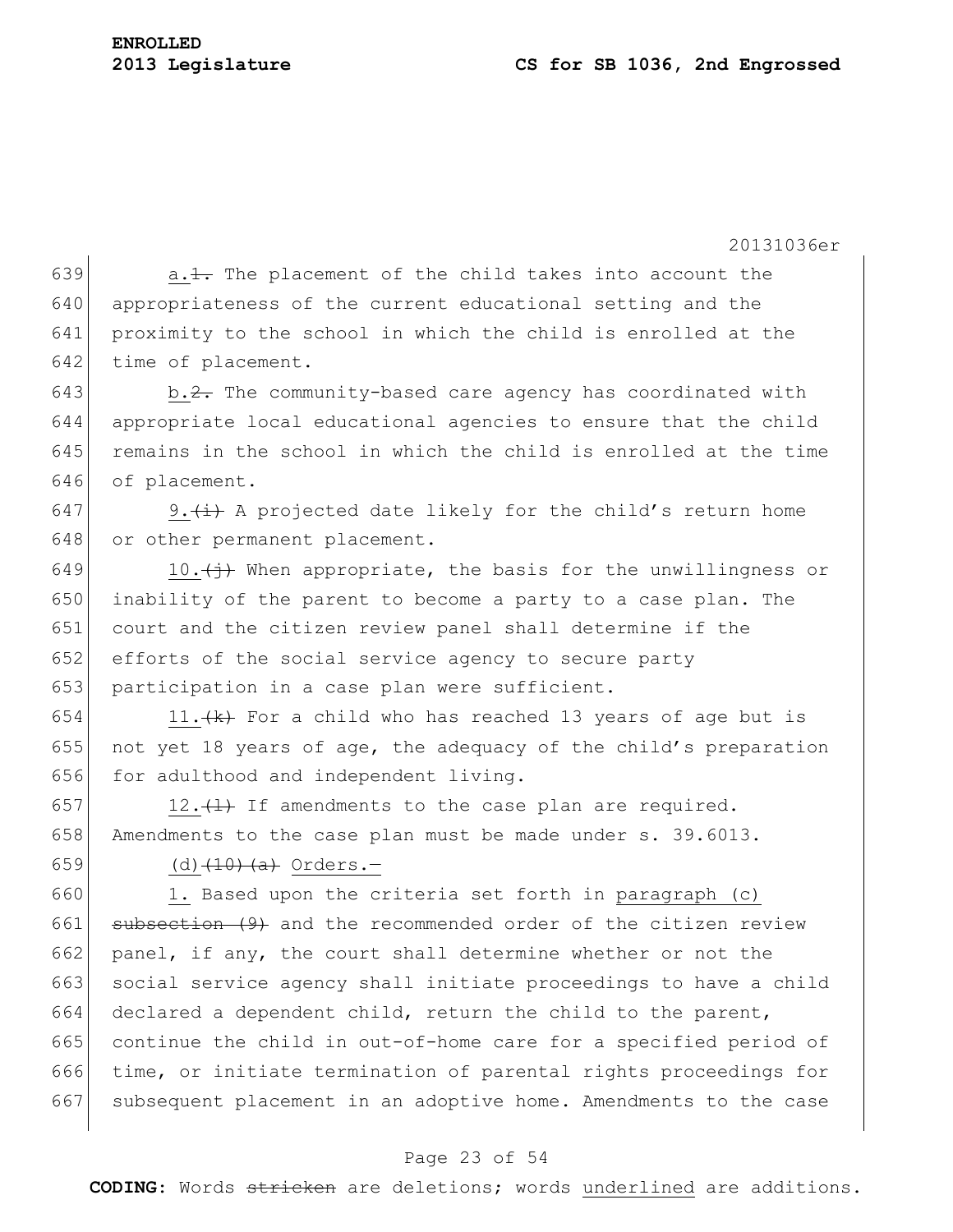a.~~1.~~ The placement of the child takes into account the appropriateness of the current educational setting and the proximity to the school in which the child is enrolled at the time of placement.

b.~~2.~~ The community-based care agency has coordinated with appropriate local educational agencies to ensure that the child remains in the school in which the child is enrolled at the time of placement.

9.~~(i)~~ A projected date likely for the child's return home or other permanent placement.

10.~~(j)~~ When appropriate, the basis for the unwillingness or inability of the parent to become a party to a case plan. The court and the citizen review panel shall determine if the efforts of the social service agency to secure party participation in a case plan were sufficient.

11.~~(k)~~ For a child who has reached 13 years of age but is not yet 18 years of age, the adequacy of the child's preparation for adulthood and independent living.

12.~~(l)~~ If amendments to the case plan are required. Amendments to the case plan must be made under s. 39.6013.

(d)~~(10)(a)~~ Orders.—

1. Based upon the criteria set forth in paragraph (c) ~~subsection (9)~~ and the recommended order of the citizen review panel, if any, the court shall determine whether or not the social service agency shall initiate proceedings to have a child declared a dependent child, return the child to the parent, continue the child in out-of-home care for a specified period of time, or initiate termination of parental rights proceedings for subsequent placement in an adoptive home. Amendments to the case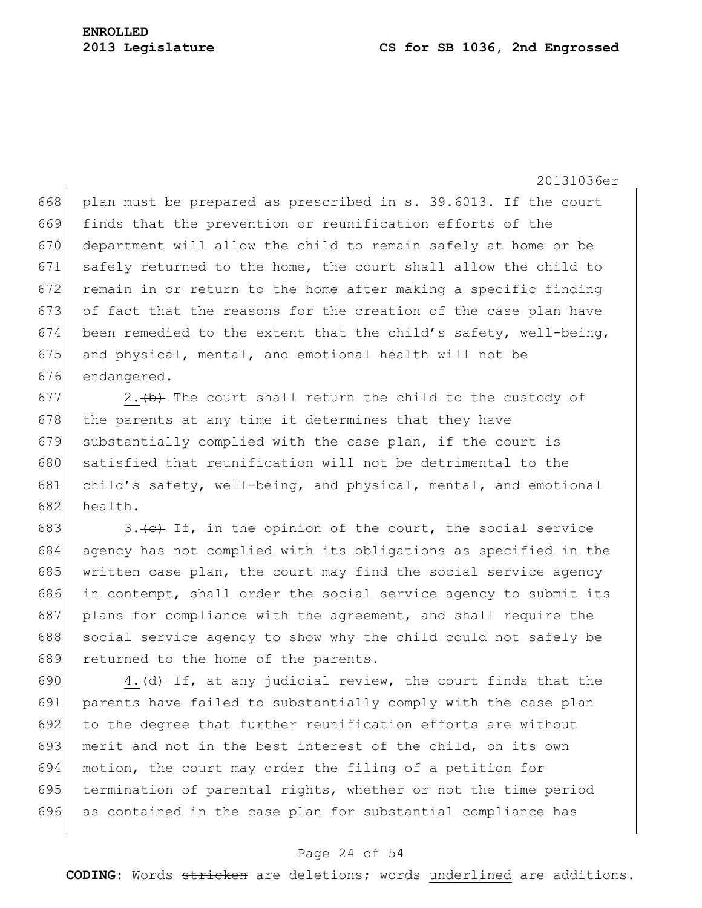plan must be prepared as prescribed in s. 39.6013. If the court finds that the prevention or reunification efforts of the department will allow the child to remain safely at home or be safely returned to the home, the court shall allow the child to remain in or return to the home after making a specific finding of fact that the reasons for the creation of the case plan have been remedied to the extent that the child's safety, well-being, and physical, mental, and emotional health will not be endangered.

2.~~(b)~~ The court shall return the child to the custody of the parents at any time it determines that they have substantially complied with the case plan, if the court is satisfied that reunification will not be detrimental to the child's safety, well-being, and physical, mental, and emotional health.

3.~~(c)~~ If, in the opinion of the court, the social service agency has not complied with its obligations as specified in the written case plan, the court may find the social service agency in contempt, shall order the social service agency to submit its plans for compliance with the agreement, and shall require the social service agency to show why the child could not safely be returned to the home of the parents.

4.~~(d)~~ If, at any judicial review, the court finds that the parents have failed to substantially comply with the case plan to the degree that further reunification efforts are without merit and not in the best interest of the child, on its own motion, the court may order the filing of a petition for termination of parental rights, whether or not the time period as contained in the case plan for substantial compliance has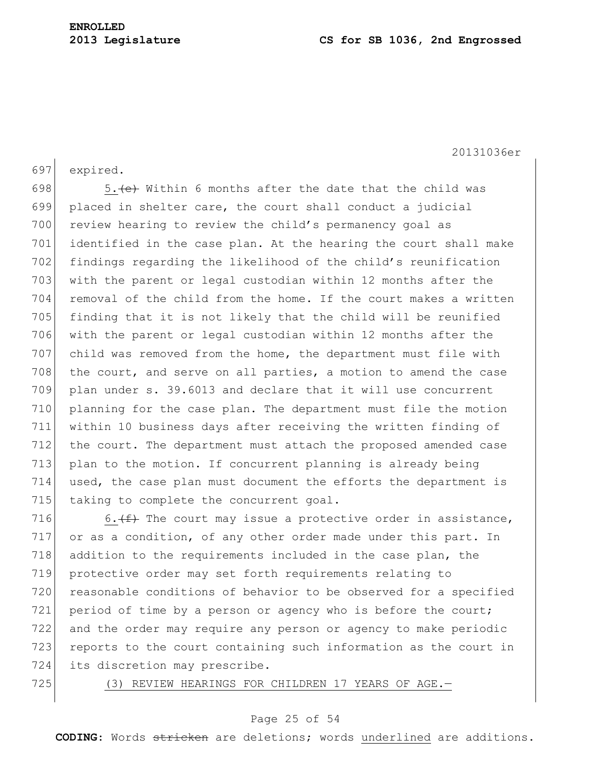expired.

5.~~(e)~~ Within 6 months after the date that the child was placed in shelter care, the court shall conduct a judicial review hearing to review the child's permanency goal as identified in the case plan. At the hearing the court shall make findings regarding the likelihood of the child's reunification with the parent or legal custodian within 12 months after the removal of the child from the home. If the court makes a written finding that it is not likely that the child will be reunified with the parent or legal custodian within 12 months after the child was removed from the home, the department must file with the court, and serve on all parties, a motion to amend the case plan under s. 39.6013 and declare that it will use concurrent planning for the case plan. The department must file the motion within 10 business days after receiving the written finding of the court. The department must attach the proposed amended case plan to the motion. If concurrent planning is already being used, the case plan must document the efforts the department is taking to complete the concurrent goal.

6.~~(f)~~ The court may issue a protective order in assistance, or as a condition, of any other order made under this part. In addition to the requirements included in the case plan, the protective order may set forth requirements relating to reasonable conditions of behavior to be observed for a specified period of time by a person or agency who is before the court; and the order may require any person or agency to make periodic reports to the court containing such information as the court in its discretion may prescribe.

<u>(3) REVIEW HEARINGS FOR CHILDREN 17 YEARS OF AGE.—</u>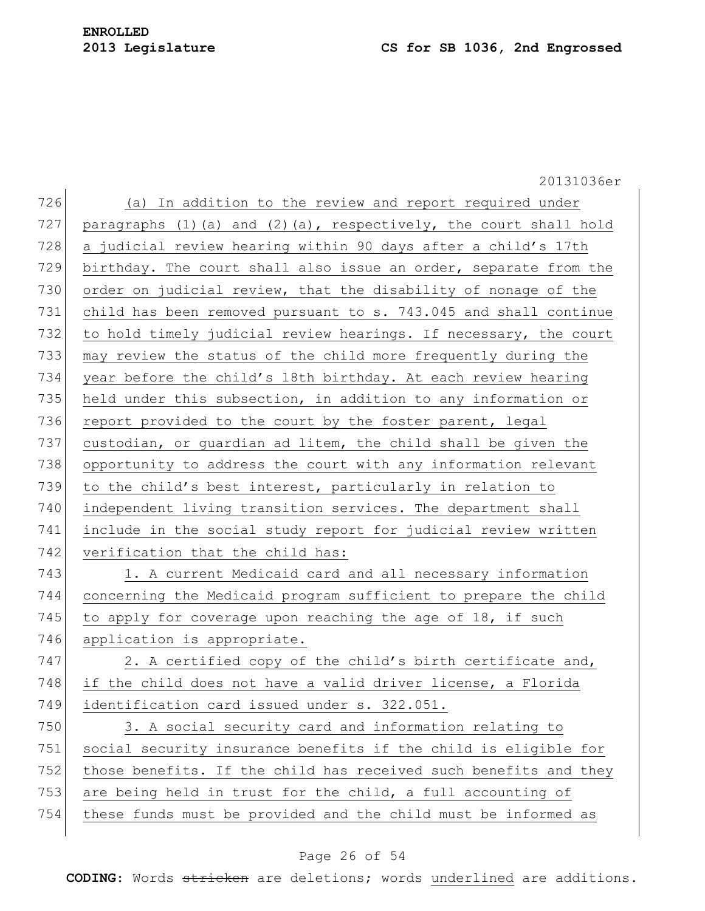(a) In addition to the review and report required under paragraphs (1)(a) and (2)(a), respectively, the court shall hold a judicial review hearing within 90 days after a child's 17th birthday. The court shall also issue an order, separate from the order on judicial review, that the disability of nonage of the child has been removed pursuant to s. 743.045 and shall continue to hold timely judicial review hearings. If necessary, the court may review the status of the child more frequently during the year before the child's 18th birthday. At each review hearing held under this subsection, in addition to any information or report provided to the court by the foster parent, legal custodian, or guardian ad litem, the child shall be given the opportunity to address the court with any information relevant to the child's best interest, particularly in relation to independent living transition services. The department shall include in the social study report for judicial review written verification that the child has:

1. A current Medicaid card and all necessary information concerning the Medicaid program sufficient to prepare the child to apply for coverage upon reaching the age of 18, if such application is appropriate.

2. A certified copy of the child's birth certificate and, if the child does not have a valid driver license, a Florida identification card issued under s. 322.051.

3. A social security card and information relating to social security insurance benefits if the child is eligible for those benefits. If the child has received such benefits and they are being held in trust for the child, a full accounting of these funds must be provided and the child must be informed as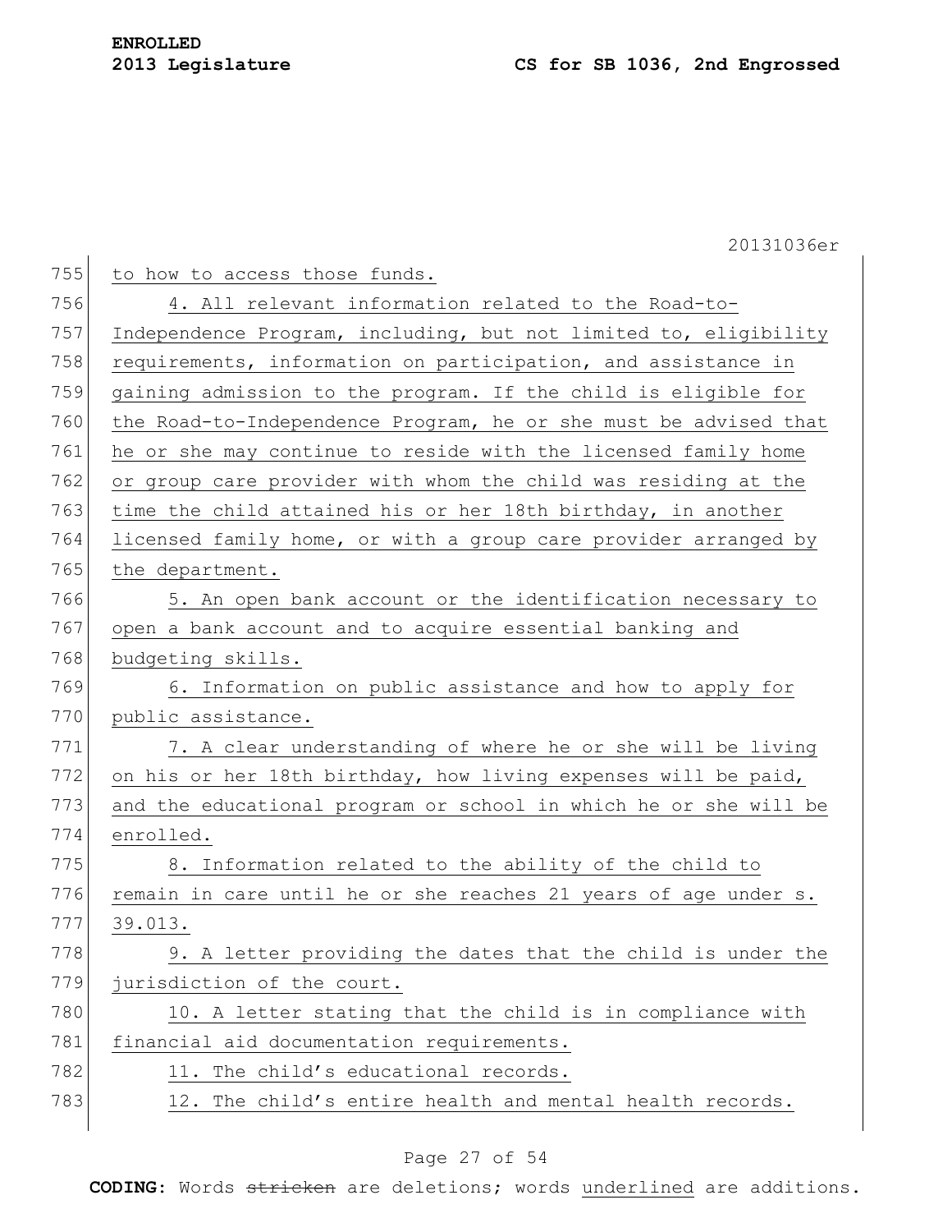to how to access those funds.

4. All relevant information related to the Road-to-Independence Program, including, but not limited to, eligibility requirements, information on participation, and assistance in gaining admission to the program. If the child is eligible for the Road-to-Independence Program, he or she must be advised that he or she may continue to reside with the licensed family home or group care provider with whom the child was residing at the time the child attained his or her 18th birthday, in another licensed family home, or with a group care provider arranged by the department.

5. An open bank account or the identification necessary to open a bank account and to acquire essential banking and budgeting skills.

6. Information on public assistance and how to apply for public assistance.

7. A clear understanding of where he or she will be living on his or her 18th birthday, how living expenses will be paid, and the educational program or school in which he or she will be enrolled.

8. Information related to the ability of the child to remain in care until he or she reaches 21 years of age under s. 39.013.

9. A letter providing the dates that the child is under the jurisdiction of the court.

10. A letter stating that the child is in compliance with financial aid documentation requirements.

11. The child's educational records.

12. The child's entire health and mental health records.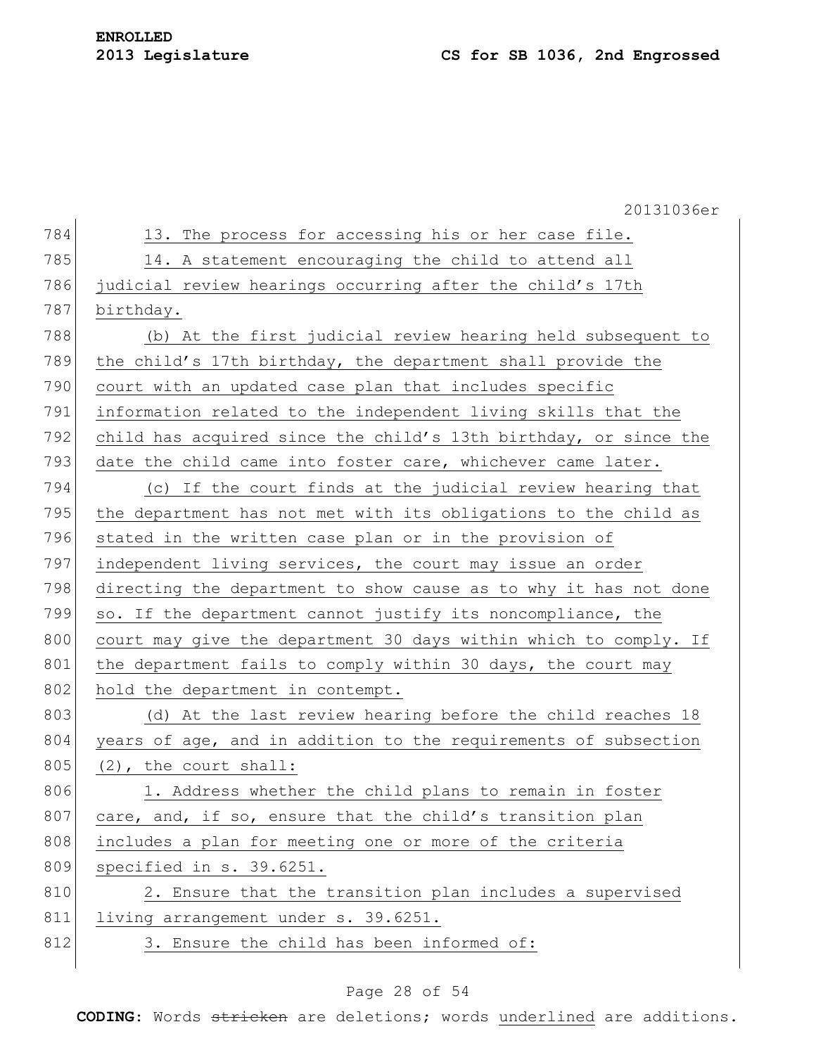13. The process for accessing his or her case file.

14. A statement encouraging the child to attend all judicial review hearings occurring after the child's 17th birthday.

(b) At the first judicial review hearing held subsequent to the child's 17th birthday, the department shall provide the court with an updated case plan that includes specific information related to the independent living skills that the child has acquired since the child's 13th birthday, or since the date the child came into foster care, whichever came later.

(c) If the court finds at the judicial review hearing that the department has not met with its obligations to the child as stated in the written case plan or in the provision of independent living services, the court may issue an order directing the department to show cause as to why it has not done so. If the department cannot justify its noncompliance, the court may give the department 30 days within which to comply. If the department fails to comply within 30 days, the court may hold the department in contempt.

(d) At the last review hearing before the child reaches 18 years of age, and in addition to the requirements of subsection (2), the court shall:

1. Address whether the child plans to remain in foster care, and, if so, ensure that the child's transition plan includes a plan for meeting one or more of the criteria specified in s. 39.6251.

2. Ensure that the transition plan includes a supervised living arrangement under s. 39.6251.

3. Ensure the child has been informed of: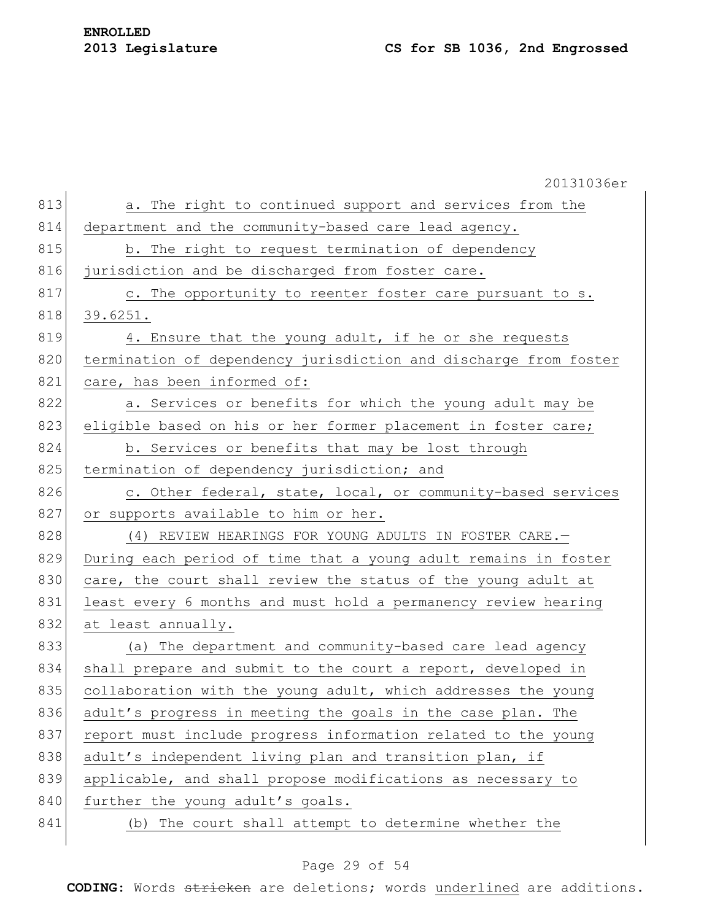a. The right to continued support and services from the department and the community-based care lead agency.

b. The right to request termination of dependency jurisdiction and be discharged from foster care.

c. The opportunity to reenter foster care pursuant to s. 39.6251.

4. Ensure that the young adult, if he or she requests termination of dependency jurisdiction and discharge from foster care, has been informed of:

a. Services or benefits for which the young adult may be eligible based on his or her former placement in foster care;

b. Services or benefits that may be lost through termination of dependency jurisdiction; and

c. Other federal, state, local, or community-based services or supports available to him or her.

(4) REVIEW HEARINGS FOR YOUNG ADULTS IN FOSTER CARE.—During each period of time that a young adult remains in foster care, the court shall review the status of the young adult at least every 6 months and must hold a permanency review hearing at least annually.

(a) The department and community-based care lead agency shall prepare and submit to the court a report, developed in collaboration with the young adult, which addresses the young adult's progress in meeting the goals in the case plan. The report must include progress information related to the young adult's independent living plan and transition plan, if applicable, and shall propose modifications as necessary to further the young adult's goals.

(b) The court shall attempt to determine whether the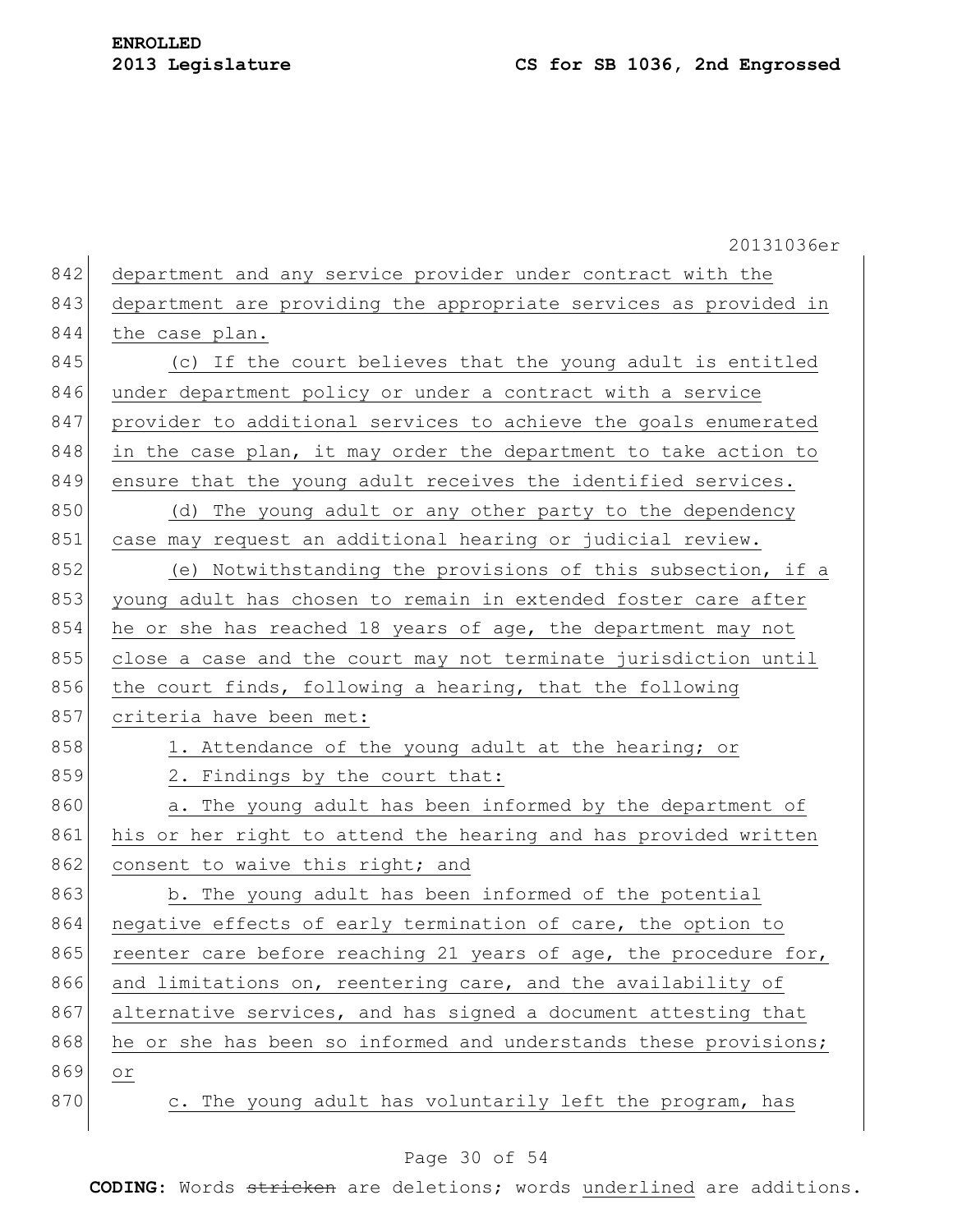department and any service provider under contract with the department are providing the appropriate services as provided in the case plan.

(c) If the court believes that the young adult is entitled under department policy or under a contract with a service provider to additional services to achieve the goals enumerated in the case plan, it may order the department to take action to ensure that the young adult receives the identified services.

(d) The young adult or any other party to the dependency case may request an additional hearing or judicial review.

(e) Notwithstanding the provisions of this subsection, if a young adult has chosen to remain in extended foster care after he or she has reached 18 years of age, the department may not close a case and the court may not terminate jurisdiction until the court finds, following a hearing, that the following criteria have been met:

1. Attendance of the young adult at the hearing; or

2. Findings by the court that:

a. The young adult has been informed by the department of his or her right to attend the hearing and has provided written consent to waive this right; and

b. The young adult has been informed of the potential negative effects of early termination of care, the option to reenter care before reaching 21 years of age, the procedure for, and limitations on, reentering care, and the availability of alternative services, and has signed a document attesting that he or she has been so informed and understands these provisions; or

c. The young adult has voluntarily left the program, has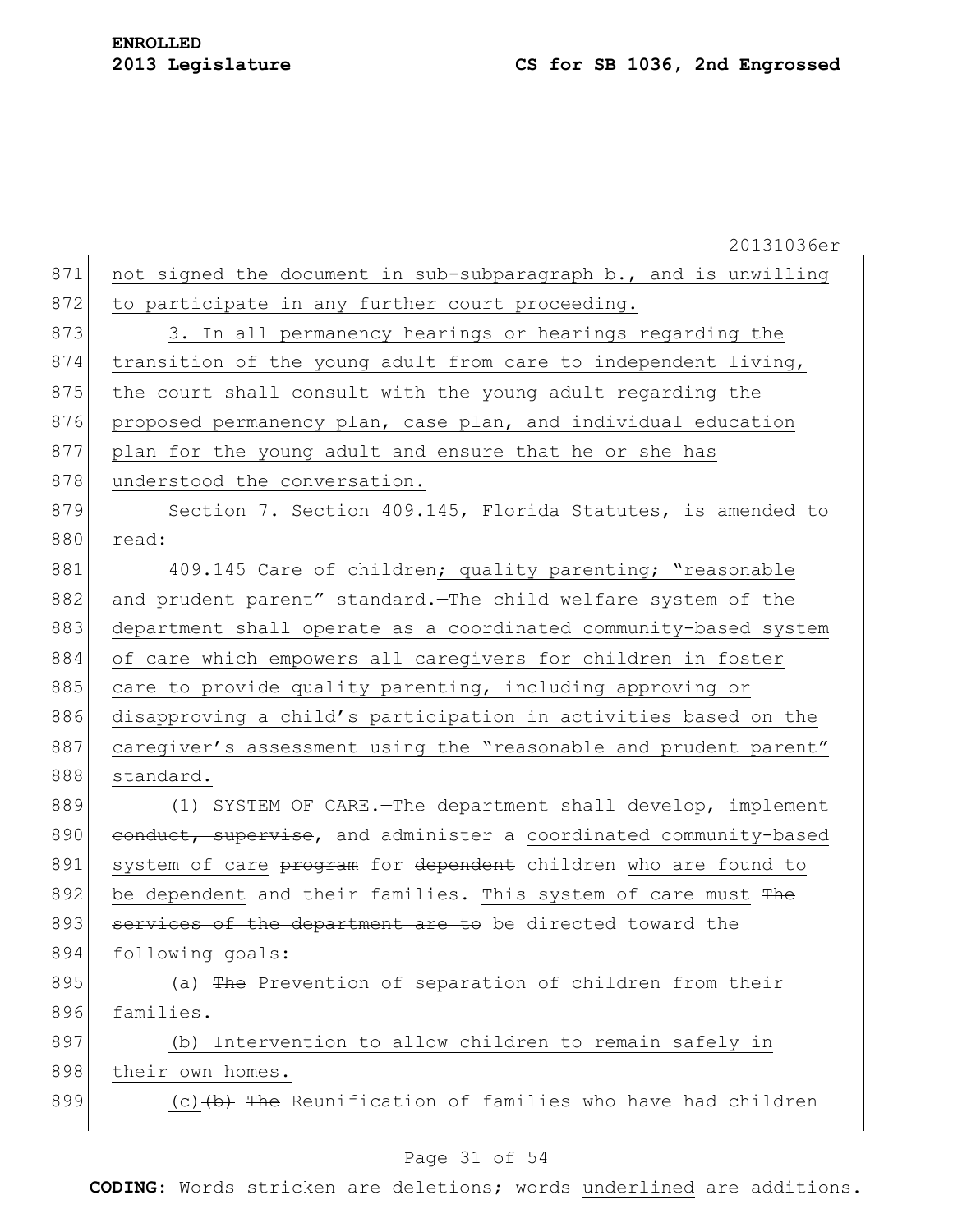not signed the document in sub-subparagraph b., and is unwilling to participate in any further court proceeding.

3. In all permanency hearings or hearings regarding the transition of the young adult from care to independent living, the court shall consult with the young adult regarding the proposed permanency plan, case plan, and individual education plan for the young adult and ensure that he or she has understood the conversation.

Section 7. Section 409.145, Florida Statutes, is amended to read:

409.145 Care of children; quality parenting; "reasonable and prudent parent" standard.—The child welfare system of the department shall operate as a coordinated community-based system of care which empowers all caregivers for children in foster care to provide quality parenting, including approving or disapproving a child's participation in activities based on the caregiver's assessment using the "reasonable and prudent parent" standard.

(1) SYSTEM OF CARE.—The department shall develop, implement ~~conduct, supervise~~, and administer a coordinated community-based system of care ~~program~~ for ~~dependent~~ children who are found to be dependent and their families. This system of care must ~~The services of the department are to~~ be directed toward the following goals:

(a) ~~The~~ Prevention of separation of children from their families.

(b) Intervention to allow children to remain safely in their own homes.

(c) ~~(b)~~ ~~The~~ Reunification of families who have had children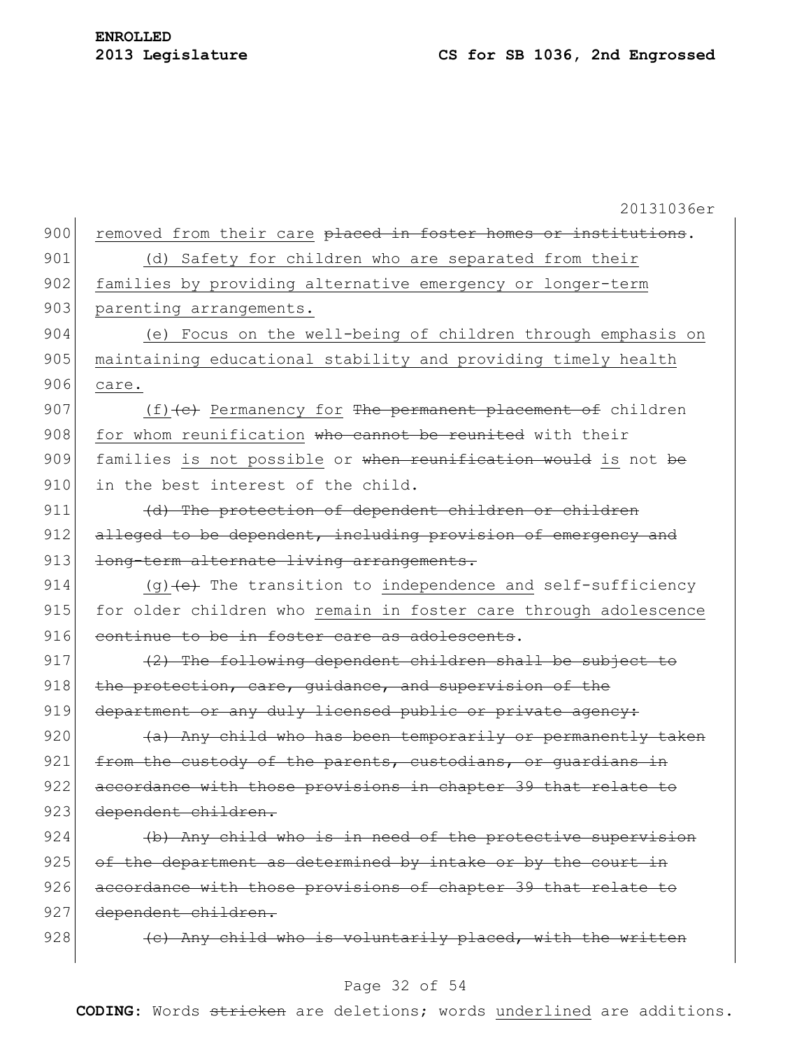900 removed from their care ~~placed in foster homes or institutions~~.

901 <u>(d) Safety for children who are separated from their</u>
902 <u>families by providing alternative emergency or longer-term</u>
903 <u>parenting arrangements.</u>

904 <u>(e) Focus on the well-being of children through emphasis on</u>
905 <u>maintaining educational stability and providing timely health</u>
906 <u>care.</u>

907 <u>(f)</u>~~(c)~~ <u>Permanency for</u> ~~The permanent placement of~~ children
908 <u>for whom reunification</u> ~~who cannot be reunited~~ with their
909 families <u>is not possible</u> or ~~when reunification would~~ <u>is</u> not ~~be~~
910 in the best interest of the child.

911 ~~(d) The protection of dependent children or children~~
912 ~~alleged to be dependent, including provision of emergency and~~
913 ~~long-term alternate living arrangements.~~

914 <u>(g)</u>~~(e)~~ The transition to <u>independence and</u> self-sufficiency
915 for older children who <u>remain in foster care through adolescence</u>
916 ~~continue to be in foster care as adolescents~~.

917 ~~(2) The following dependent children shall be subject to~~
918 ~~the protection, care, guidance, and supervision of the~~
919 ~~department or any duly licensed public or private agency:~~

920 ~~(a) Any child who has been temporarily or permanently taken~~
921 ~~from the custody of the parents, custodians, or guardians in~~
922 ~~accordance with those provisions in chapter 39 that relate to~~
923 ~~dependent children.~~

924 ~~(b) Any child who is in need of the protective supervision~~
925 ~~of the department as determined by intake or by the court in~~
926 ~~accordance with those provisions of chapter 39 that relate to~~
927 ~~dependent children.~~

928 ~~(c) Any child who is voluntarily placed, with the written~~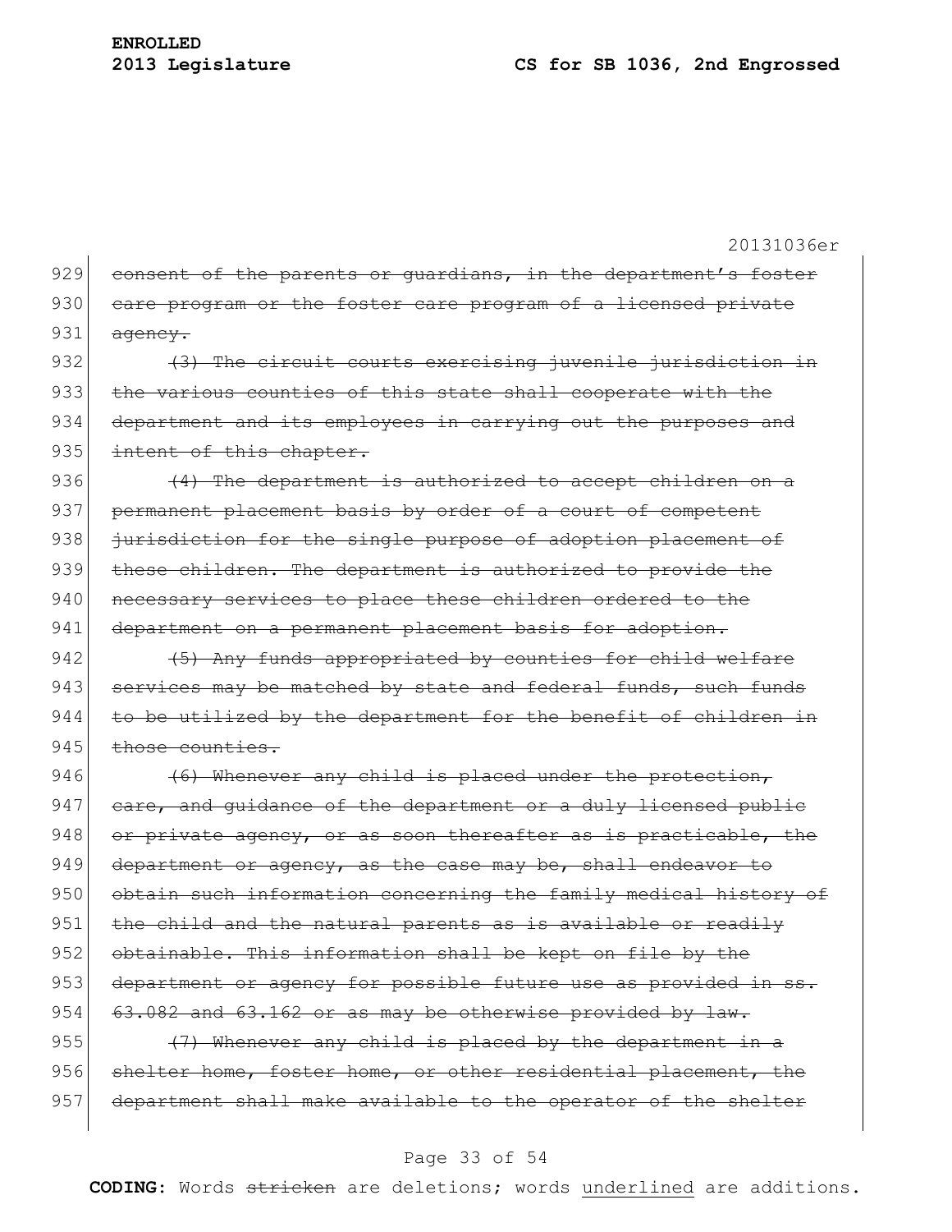20131036er

929 ~~consent of the parents or guardians, in the department's foster~~
930 ~~care program or the foster care program of a licensed private~~
931 ~~agency.~~

932 ~~(3) The circuit courts exercising juvenile jurisdiction in~~
933 ~~the various counties of this state shall cooperate with the~~
934 ~~department and its employees in carrying out the purposes and~~
935 ~~intent of this chapter.~~

936 ~~(4) The department is authorized to accept children on a~~
937 ~~permanent placement basis by order of a court of competent~~
938 ~~jurisdiction for the single purpose of adoption placement of~~
939 ~~these children. The department is authorized to provide the~~
940 ~~necessary services to place these children ordered to the~~
941 ~~department on a permanent placement basis for adoption.~~

942 ~~(5) Any funds appropriated by counties for child welfare~~
943 ~~services may be matched by state and federal funds, such funds~~
944 ~~to be utilized by the department for the benefit of children in~~
945 ~~those counties.~~

946 ~~(6) Whenever any child is placed under the protection,~~
947 ~~care, and guidance of the department or a duly licensed public~~
948 ~~or private agency, or as soon thereafter as is practicable, the~~
949 ~~department or agency, as the case may be, shall endeavor to~~
950 ~~obtain such information concerning the family medical history of~~
951 ~~the child and the natural parents as is available or readily~~
952 ~~obtainable. This information shall be kept on file by the~~
953 ~~department or agency for possible future use as provided in ss.~~
954 ~~63.082 and 63.162 or as may be otherwise provided by law.~~

955 ~~(7) Whenever any child is placed by the department in a~~
956 ~~shelter home, foster home, or other residential placement, the~~
957 ~~department shall make available to the operator of the shelter~~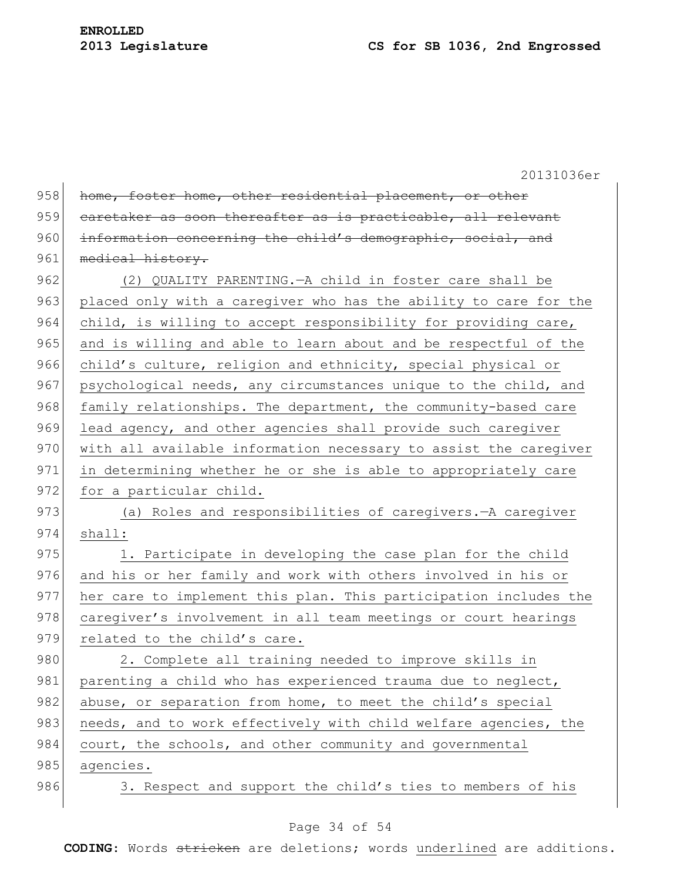~~home, foster home, other residential placement, or other caretaker as soon thereafter as is practicable, all relevant information concerning the child's demographic, social, and medical history.~~

<u>(2) QUALITY PARENTING.—A child in foster care shall be placed only with a caregiver who has the ability to care for the child, is willing to accept responsibility for providing care, and is willing and able to learn about and be respectful of the child's culture, religion and ethnicity, special physical or psychological needs, any circumstances unique to the child, and family relationships. The department, the community-based care lead agency, and other agencies shall provide such caregiver with all available information necessary to assist the caregiver in determining whether he or she is able to appropriately care for a particular child.</u>

<u>(a) Roles and responsibilities of caregivers.—A caregiver shall:</u>

<u>1. Participate in developing the case plan for the child and his or her family and work with others involved in his or her care to implement this plan. This participation includes the caregiver's involvement in all team meetings or court hearings related to the child's care.</u>

<u>2. Complete all training needed to improve skills in parenting a child who has experienced trauma due to neglect, abuse, or separation from home, to meet the child's special needs, and to work effectively with child welfare agencies, the court, the schools, and other community and governmental agencies.</u>

<u>3. Respect and support the child's ties to members of his</u>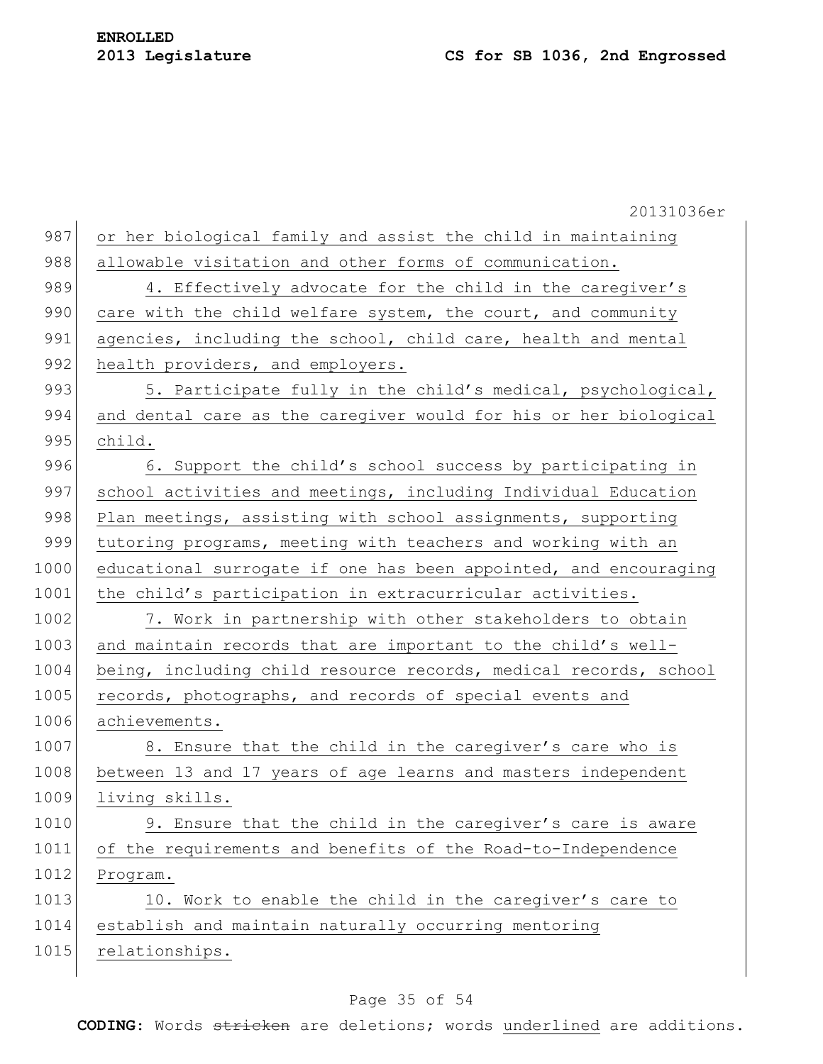or her biological family and assist the child in maintaining allowable visitation and other forms of communication.

4. Effectively advocate for the child in the caregiver's care with the child welfare system, the court, and community agencies, including the school, child care, health and mental health providers, and employers.

5. Participate fully in the child's medical, psychological, and dental care as the caregiver would for his or her biological child.

6. Support the child's school success by participating in school activities and meetings, including Individual Education Plan meetings, assisting with school assignments, supporting tutoring programs, meeting with teachers and working with an educational surrogate if one has been appointed, and encouraging the child's participation in extracurricular activities.

7. Work in partnership with other stakeholders to obtain and maintain records that are important to the child's well-being, including child resource records, medical records, school records, photographs, and records of special events and achievements.

8. Ensure that the child in the caregiver's care who is between 13 and 17 years of age learns and masters independent living skills.

9. Ensure that the child in the caregiver's care is aware of the requirements and benefits of the Road-to-Independence Program.

10. Work to enable the child in the caregiver's care to establish and maintain naturally occurring mentoring relationships.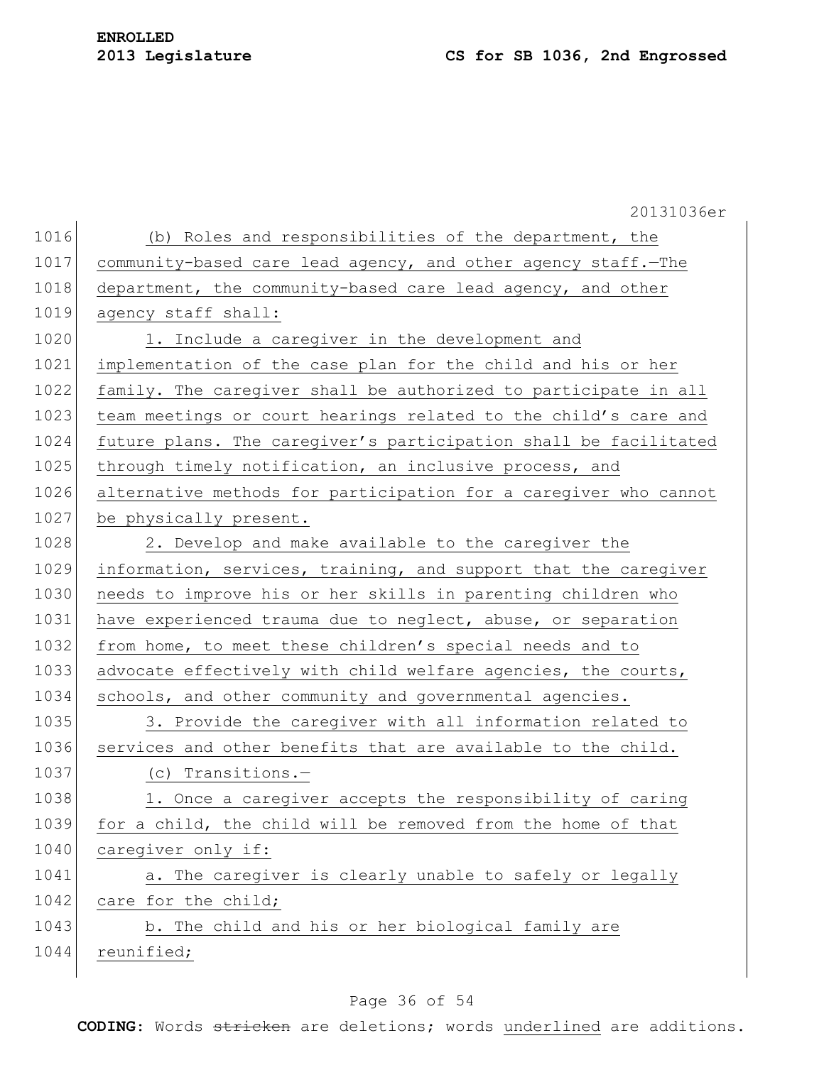(b) Roles and responsibilities of the department, the community-based care lead agency, and other agency staff.—The department, the community-based care lead agency, and other agency staff shall:

1. Include a caregiver in the development and implementation of the case plan for the child and his or her family. The caregiver shall be authorized to participate in all team meetings or court hearings related to the child's care and future plans. The caregiver's participation shall be facilitated through timely notification, an inclusive process, and alternative methods for participation for a caregiver who cannot be physically present.

2. Develop and make available to the caregiver the information, services, training, and support that the caregiver needs to improve his or her skills in parenting children who have experienced trauma due to neglect, abuse, or separation from home, to meet these children's special needs and to advocate effectively with child welfare agencies, the courts, schools, and other community and governmental agencies.

3. Provide the caregiver with all information related to services and other benefits that are available to the child.

(c) Transitions.—

1. Once a caregiver accepts the responsibility of caring for a child, the child will be removed from the home of that caregiver only if:

a. The caregiver is clearly unable to safely or legally care for the child;

b. The child and his or her biological family are reunified;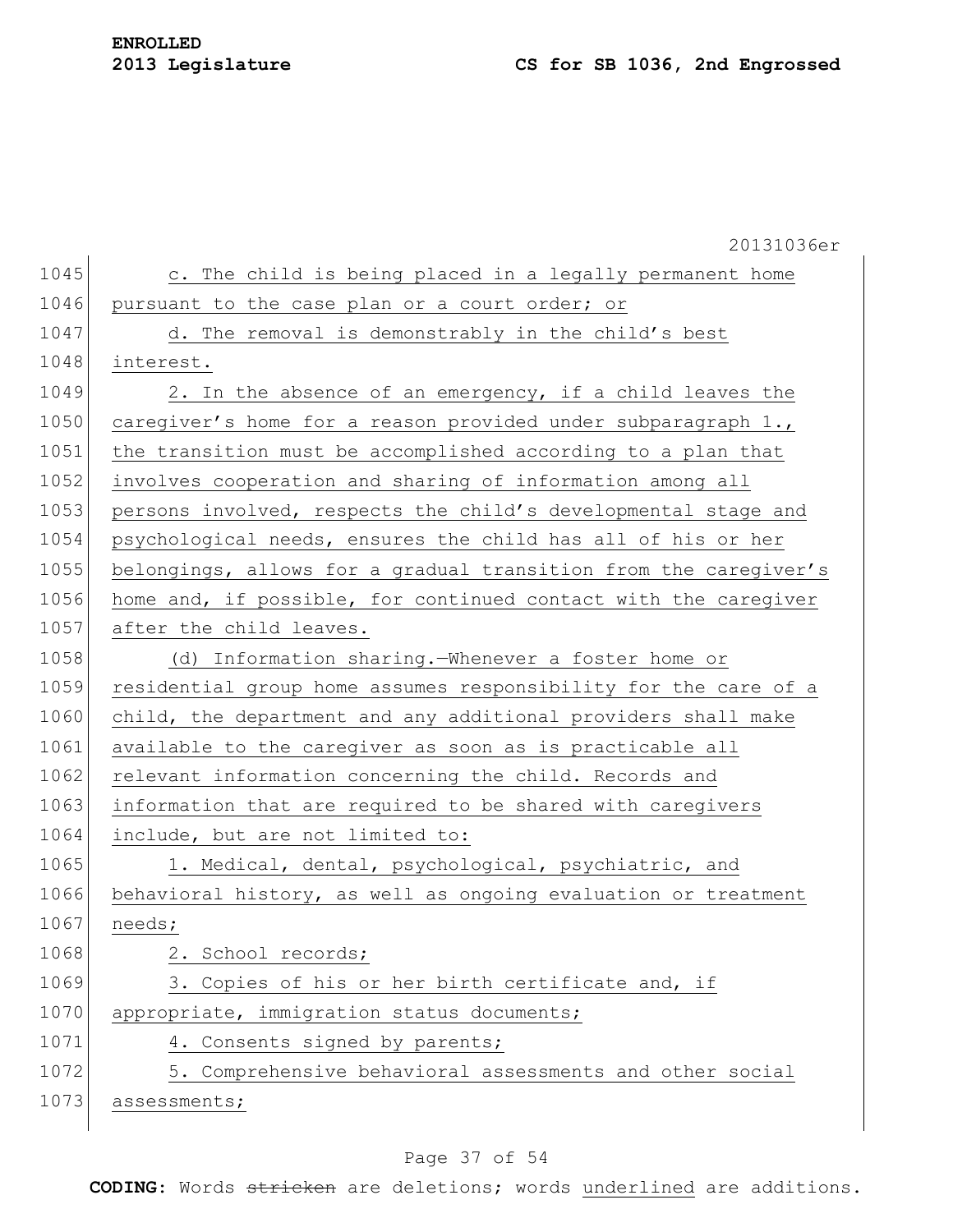c. The child is being placed in a legally permanent home pursuant to the case plan or a court order; or

d. The removal is demonstrably in the child's best interest.

2. In the absence of an emergency, if a child leaves the caregiver's home for a reason provided under subparagraph 1., the transition must be accomplished according to a plan that involves cooperation and sharing of information among all persons involved, respects the child's developmental stage and psychological needs, ensures the child has all of his or her belongings, allows for a gradual transition from the caregiver's home and, if possible, for continued contact with the caregiver after the child leaves.

(d) Information sharing.—Whenever a foster home or residential group home assumes responsibility for the care of a child, the department and any additional providers shall make available to the caregiver as soon as is practicable all relevant information concerning the child. Records and information that are required to be shared with caregivers include, but are not limited to:

1. Medical, dental, psychological, psychiatric, and behavioral history, as well as ongoing evaluation or treatment needs;

2. School records;

3. Copies of his or her birth certificate and, if appropriate, immigration status documents;

4. Consents signed by parents;

5. Comprehensive behavioral assessments and other social assessments;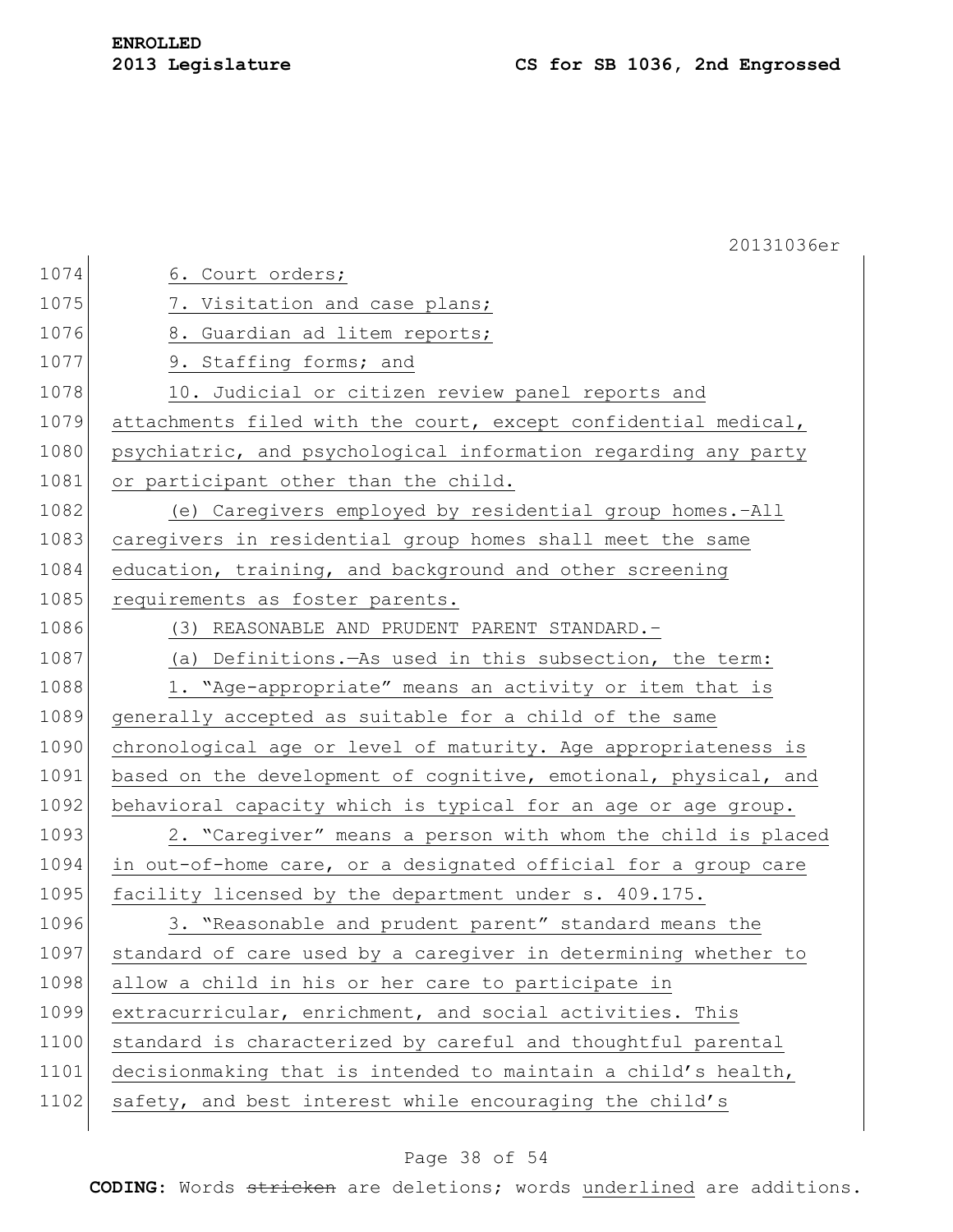6. Court orders;

7. Visitation and case plans;

8. Guardian ad litem reports;

9. Staffing forms; and

10. Judicial or citizen review panel reports and attachments filed with the court, except confidential medical, psychiatric, and psychological information regarding any party or participant other than the child.

(e) Caregivers employed by residential group homes.—All caregivers in residential group homes shall meet the same education, training, and background and other screening requirements as foster parents.

(3) REASONABLE AND PRUDENT PARENT STANDARD.—

(a) Definitions.—As used in this subsection, the term:

1. "Age-appropriate" means an activity or item that is generally accepted as suitable for a child of the same chronological age or level of maturity. Age appropriateness is based on the development of cognitive, emotional, physical, and behavioral capacity which is typical for an age or age group.

2. "Caregiver" means a person with whom the child is placed in out-of-home care, or a designated official for a group care facility licensed by the department under s. 409.175.

3. "Reasonable and prudent parent" standard means the standard of care used by a caregiver in determining whether to allow a child in his or her care to participate in extracurricular, enrichment, and social activities. This standard is characterized by careful and thoughtful parental decisionmaking that is intended to maintain a child's health, safety, and best interest while encouraging the child's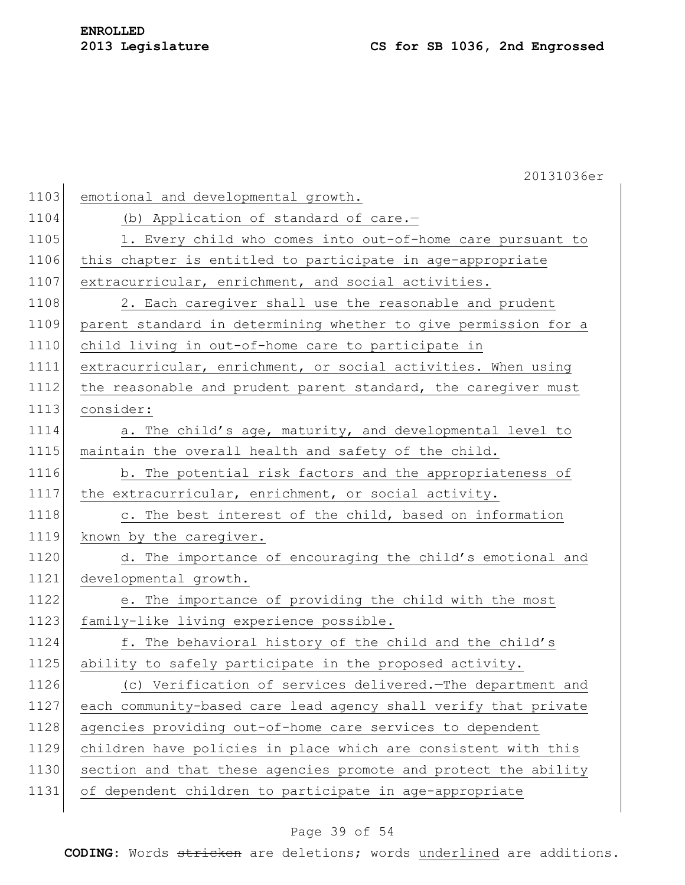emotional and developmental growth.

(b) Application of standard of care.—

1. Every child who comes into out-of-home care pursuant to this chapter is entitled to participate in age-appropriate extracurricular, enrichment, and social activities.

2. Each caregiver shall use the reasonable and prudent parent standard in determining whether to give permission for a child living in out-of-home care to participate in extracurricular, enrichment, or social activities. When using the reasonable and prudent parent standard, the caregiver must consider:

a. The child's age, maturity, and developmental level to maintain the overall health and safety of the child.

b. The potential risk factors and the appropriateness of the extracurricular, enrichment, or social activity.

c. The best interest of the child, based on information known by the caregiver.

d. The importance of encouraging the child's emotional and developmental growth.

e. The importance of providing the child with the most family-like living experience possible.

f. The behavioral history of the child and the child's ability to safely participate in the proposed activity.

(c) Verification of services delivered.—The department and each community-based care lead agency shall verify that private agencies providing out-of-home care services to dependent children have policies in place which are consistent with this section and that these agencies promote and protect the ability of dependent children to participate in age-appropriate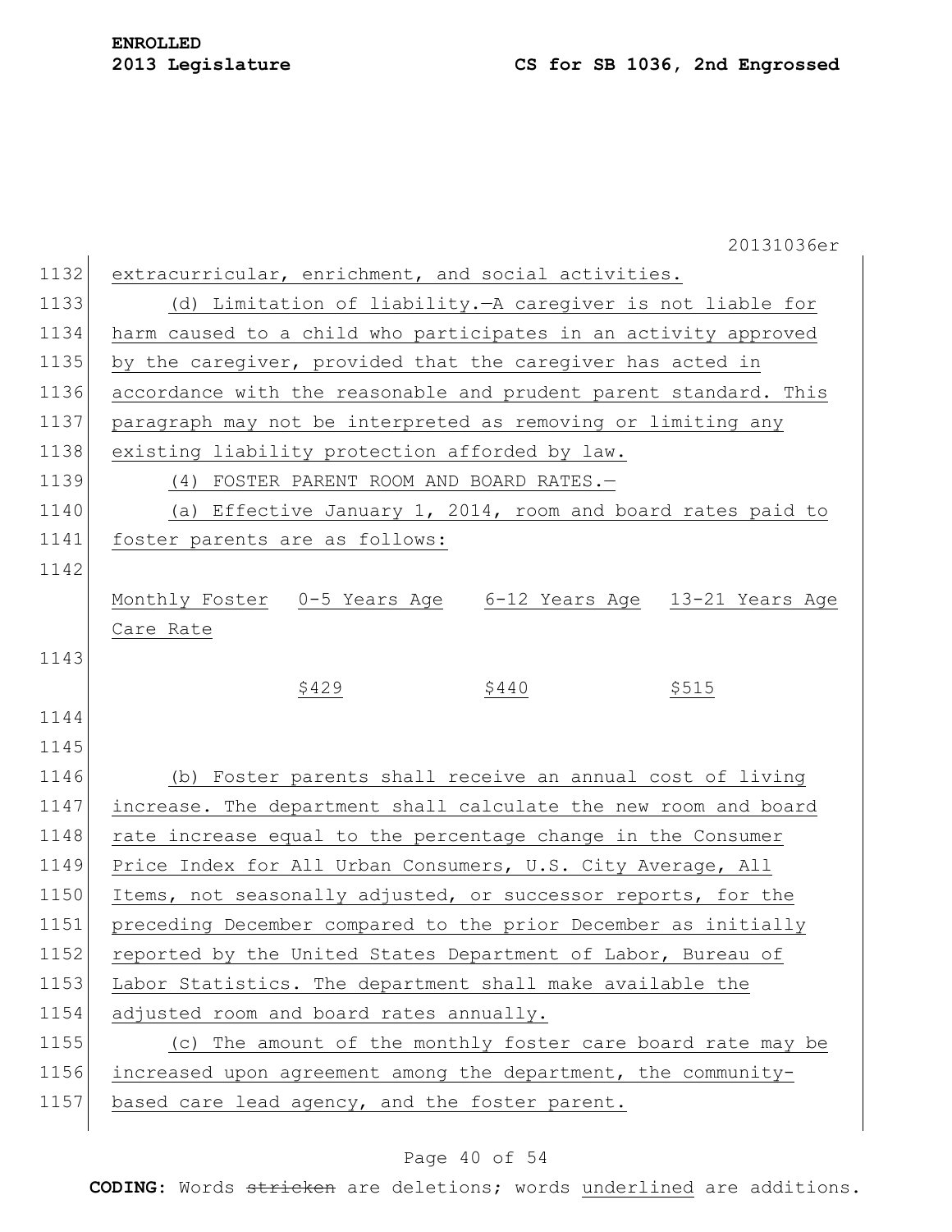extracurricular, enrichment, and social activities.

(d) Limitation of liability.—A caregiver is not liable for harm caused to a child who participates in an activity approved by the caregiver, provided that the caregiver has acted in accordance with the reasonable and prudent parent standard. This paragraph may not be interpreted as removing or limiting any existing liability protection afforded by law.

(4) FOSTER PARENT ROOM AND BOARD RATES.—

(a) Effective January 1, 2014, room and board rates paid to foster parents are as follows:

| Monthly Foster Care Rate | 0-5 Years Age | 6-12 Years Age | 13-21 Years Age |
|---|---|---|---|
| | $429 | $440 | $515 |

(b) Foster parents shall receive an annual cost of living increase. The department shall calculate the new room and board rate increase equal to the percentage change in the Consumer Price Index for All Urban Consumers, U.S. City Average, All Items, not seasonally adjusted, or successor reports, for the preceding December compared to the prior December as initially reported by the United States Department of Labor, Bureau of Labor Statistics. The department shall make available the adjusted room and board rates annually.

(c) The amount of the monthly foster care board rate may be increased upon agreement among the department, the community-based care lead agency, and the foster parent.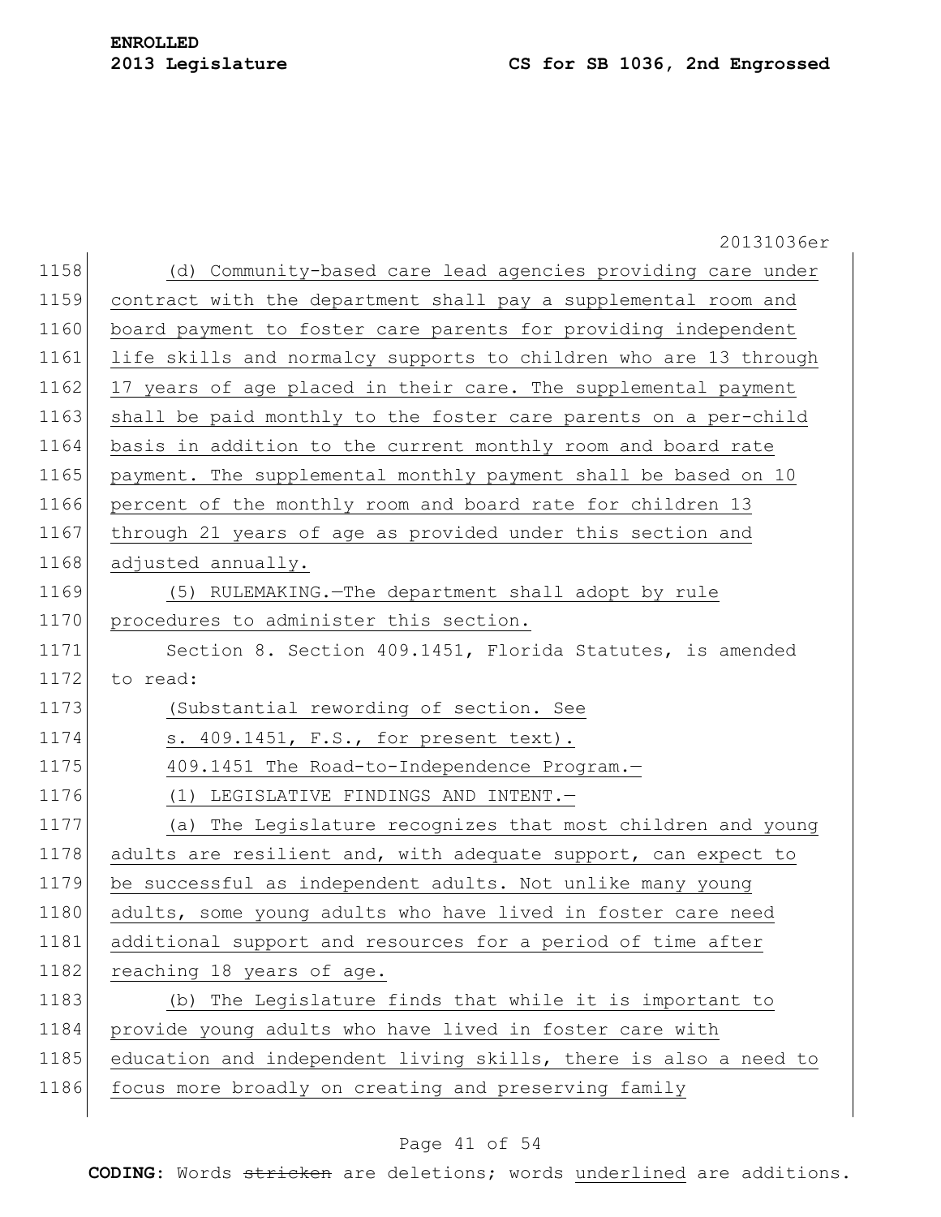(d) Community-based care lead agencies providing care under contract with the department shall pay a supplemental room and board payment to foster care parents for providing independent life skills and normalcy supports to children who are 13 through 17 years of age placed in their care. The supplemental payment shall be paid monthly to the foster care parents on a per-child basis in addition to the current monthly room and board rate payment. The supplemental monthly payment shall be based on 10 percent of the monthly room and board rate for children 13 through 21 years of age as provided under this section and adjusted annually.

(5) RULEMAKING.—The department shall adopt by rule procedures to administer this section.

Section 8. Section 409.1451, Florida Statutes, is amended to read:

(Substantial rewording of section. See s. 409.1451, F.S., for present text).

409.1451 The Road-to-Independence Program.—

(1) LEGISLATIVE FINDINGS AND INTENT.—

(a) The Legislature recognizes that most children and young adults are resilient and, with adequate support, can expect to be successful as independent adults. Not unlike many young adults, some young adults who have lived in foster care need additional support and resources for a period of time after reaching 18 years of age.

(b) The Legislature finds that while it is important to provide young adults who have lived in foster care with education and independent living skills, there is also a need to focus more broadly on creating and preserving family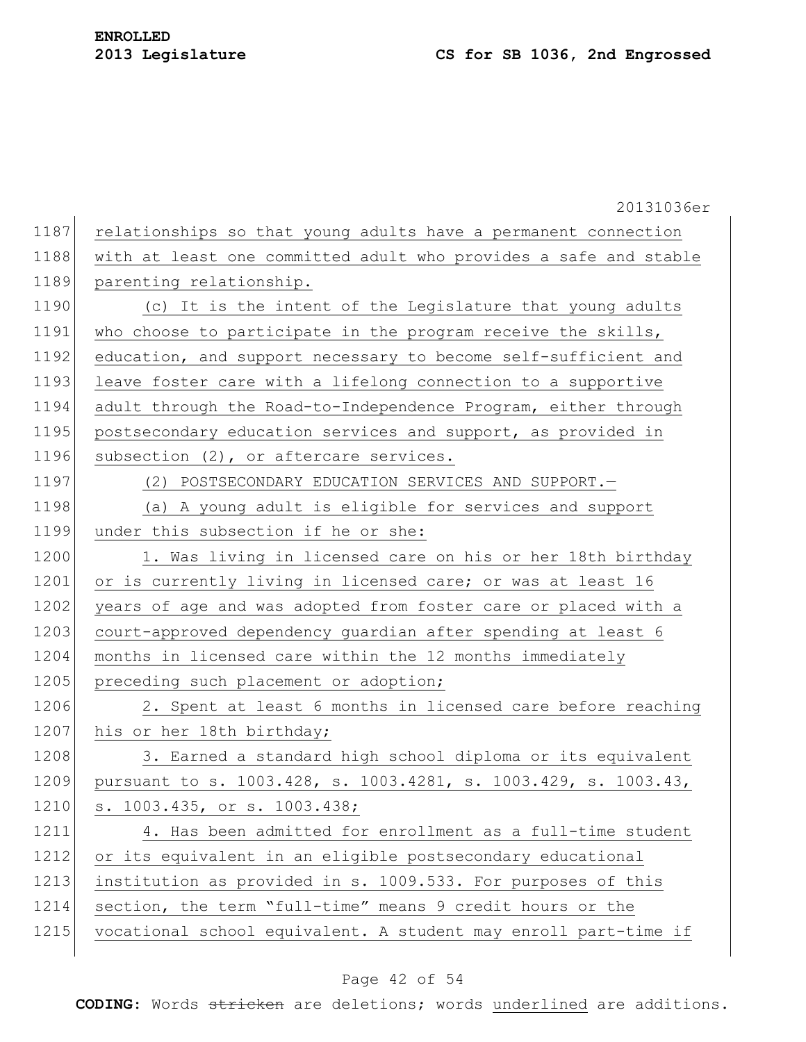relationships so that young adults have a permanent connection with at least one committed adult who provides a safe and stable parenting relationship.

(c) It is the intent of the Legislature that young adults who choose to participate in the program receive the skills, education, and support necessary to become self-sufficient and leave foster care with a lifelong connection to a supportive adult through the Road-to-Independence Program, either through postsecondary education services and support, as provided in subsection (2), or aftercare services.

(2) POSTSECONDARY EDUCATION SERVICES AND SUPPORT.—

(a) A young adult is eligible for services and support under this subsection if he or she:

1. Was living in licensed care on his or her 18th birthday or is currently living in licensed care; or was at least 16 years of age and was adopted from foster care or placed with a court-approved dependency guardian after spending at least 6 months in licensed care within the 12 months immediately preceding such placement or adoption;

2. Spent at least 6 months in licensed care before reaching his or her 18th birthday;

3. Earned a standard high school diploma or its equivalent pursuant to s. 1003.428, s. 1003.4281, s. 1003.429, s. 1003.43, s. 1003.435, or s. 1003.438;

4. Has been admitted for enrollment as a full-time student or its equivalent in an eligible postsecondary educational institution as provided in s. 1009.533. For purposes of this section, the term "full-time" means 9 credit hours or the vocational school equivalent. A student may enroll part-time if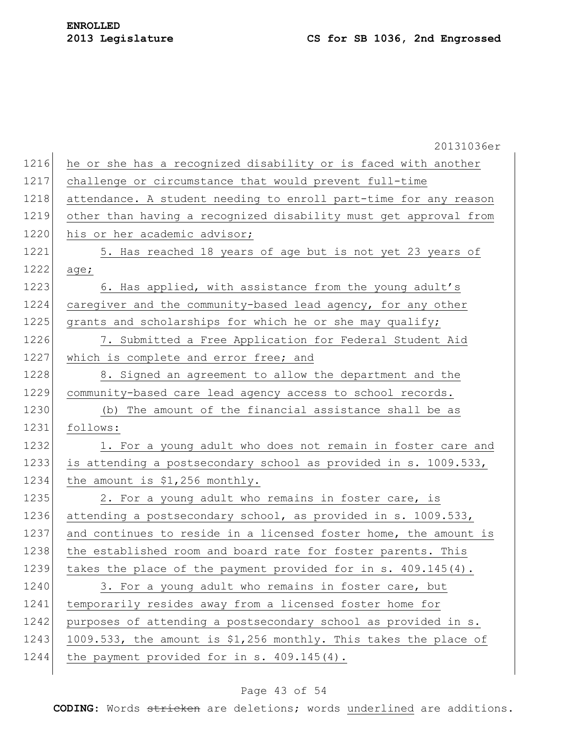he or she has a recognized disability or is faced with another challenge or circumstance that would prevent full-time attendance. A student needing to enroll part-time for any reason other than having a recognized disability must get approval from his or her academic advisor;

5. Has reached 18 years of age but is not yet 23 years of age;

6. Has applied, with assistance from the young adult's caregiver and the community-based lead agency, for any other grants and scholarships for which he or she may qualify;

7. Submitted a Free Application for Federal Student Aid which is complete and error free; and

8. Signed an agreement to allow the department and the community-based care lead agency access to school records.

(b) The amount of the financial assistance shall be as follows:

1. For a young adult who does not remain in foster care and is attending a postsecondary school as provided in s. 1009.533, the amount is $1,256 monthly.

2. For a young adult who remains in foster care, is attending a postsecondary school, as provided in s. 1009.533, and continues to reside in a licensed foster home, the amount is the established room and board rate for foster parents. This takes the place of the payment provided for in s. 409.145(4).

3. For a young adult who remains in foster care, but temporarily resides away from a licensed foster home for purposes of attending a postsecondary school as provided in s. 1009.533, the amount is $1,256 monthly. This takes the place of the payment provided for in s. 409.145(4).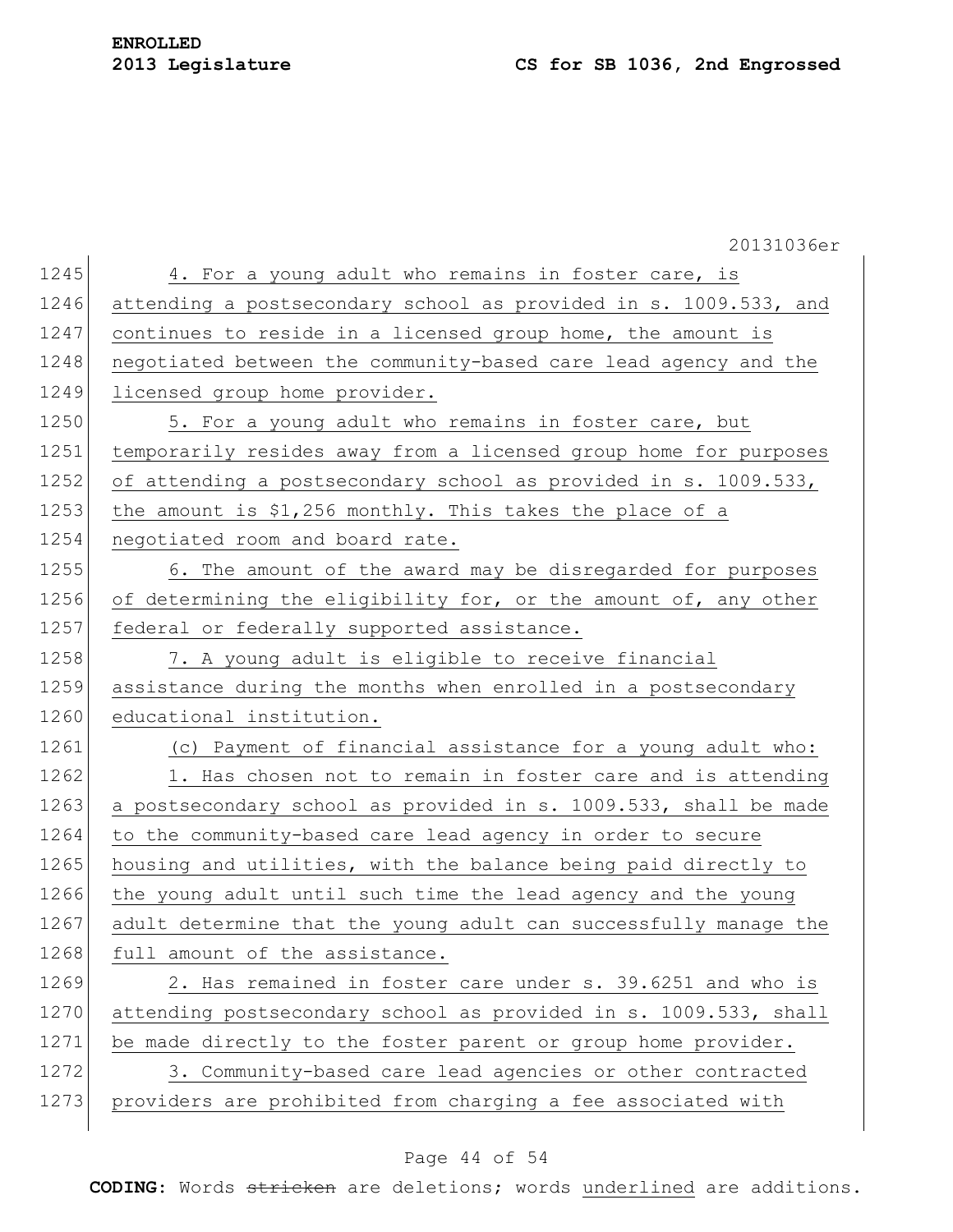4. For a young adult who remains in foster care, is attending a postsecondary school as provided in s. 1009.533, and continues to reside in a licensed group home, the amount is negotiated between the community-based care lead agency and the licensed group home provider.

5. For a young adult who remains in foster care, but temporarily resides away from a licensed group home for purposes of attending a postsecondary school as provided in s. 1009.533, the amount is $1,256 monthly. This takes the place of a negotiated room and board rate.

6. The amount of the award may be disregarded for purposes of determining the eligibility for, or the amount of, any other federal or federally supported assistance.

7. A young adult is eligible to receive financial assistance during the months when enrolled in a postsecondary educational institution.

(c) Payment of financial assistance for a young adult who:

1. Has chosen not to remain in foster care and is attending a postsecondary school as provided in s. 1009.533, shall be made to the community-based care lead agency in order to secure housing and utilities, with the balance being paid directly to the young adult until such time the lead agency and the young adult determine that the young adult can successfully manage the full amount of the assistance.

2. Has remained in foster care under s. 39.6251 and who is attending postsecondary school as provided in s. 1009.533, shall be made directly to the foster parent or group home provider.

3. Community-based care lead agencies or other contracted providers are prohibited from charging a fee associated with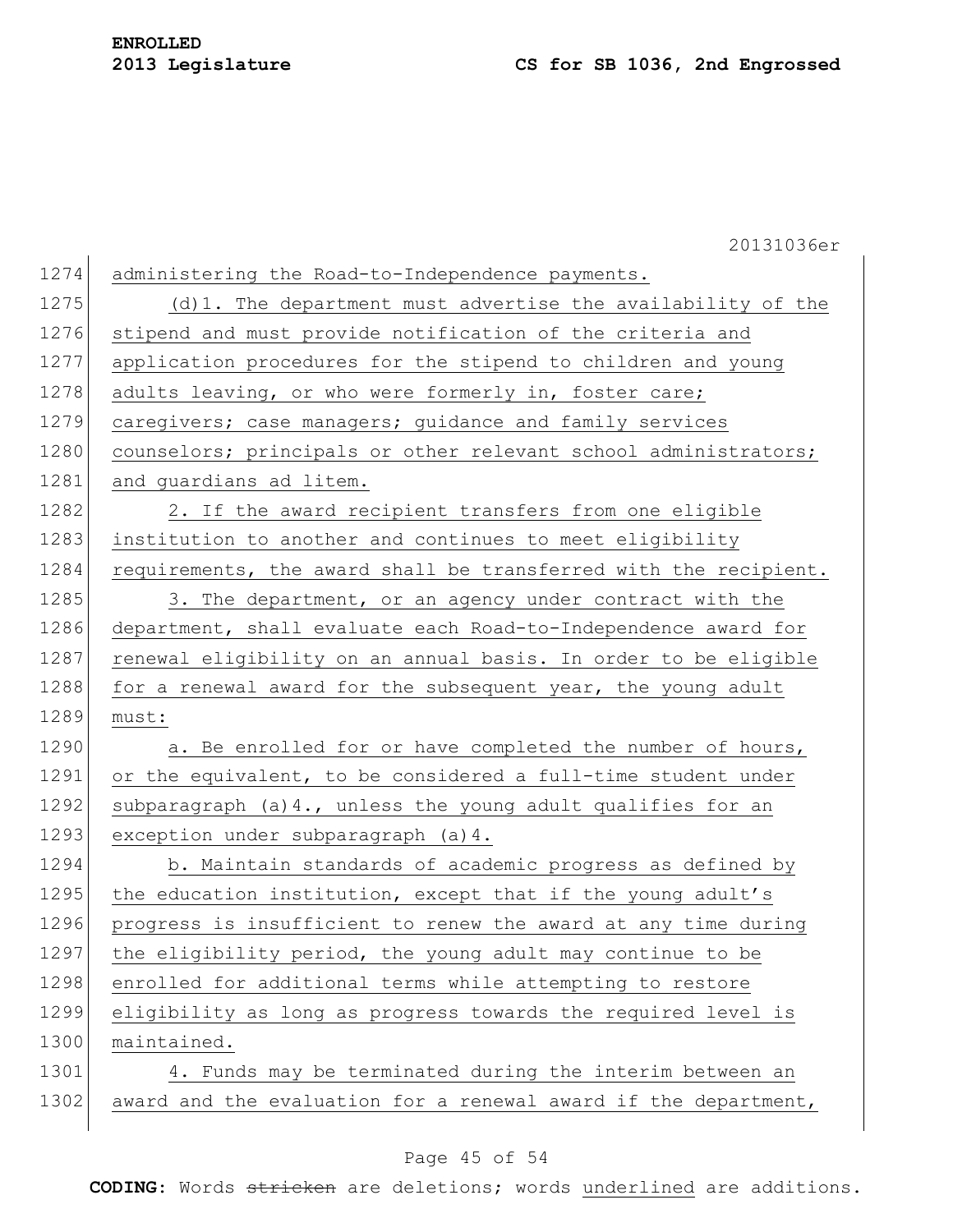administering the Road-to-Independence payments.

(d)1. The department must advertise the availability of the stipend and must provide notification of the criteria and application procedures for the stipend to children and young adults leaving, or who were formerly in, foster care; caregivers; case managers; guidance and family services counselors; principals or other relevant school administrators; and guardians ad litem.

2. If the award recipient transfers from one eligible institution to another and continues to meet eligibility requirements, the award shall be transferred with the recipient.

3. The department, or an agency under contract with the department, shall evaluate each Road-to-Independence award for renewal eligibility on an annual basis. In order to be eligible for a renewal award for the subsequent year, the young adult must:

a. Be enrolled for or have completed the number of hours, or the equivalent, to be considered a full-time student under subparagraph (a)4., unless the young adult qualifies for an exception under subparagraph (a)4.

b. Maintain standards of academic progress as defined by the education institution, except that if the young adult's progress is insufficient to renew the award at any time during the eligibility period, the young adult may continue to be enrolled for additional terms while attempting to restore eligibility as long as progress towards the required level is maintained.

4. Funds may be terminated during the interim between an award and the evaluation for a renewal award if the department,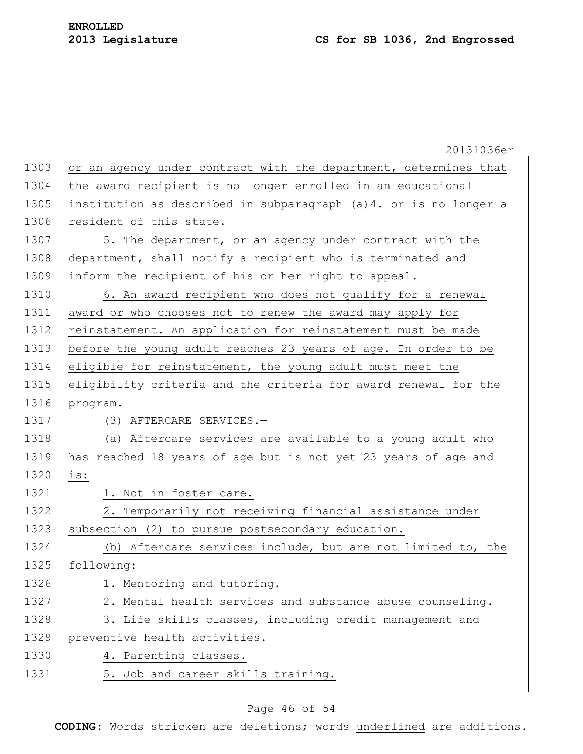or an agency under contract with the department, determines that the award recipient is no longer enrolled in an educational institution as described in subparagraph (a)4. or is no longer a resident of this state.

5. The department, or an agency under contract with the department, shall notify a recipient who is terminated and inform the recipient of his or her right to appeal.

6. An award recipient who does not qualify for a renewal award or who chooses not to renew the award may apply for reinstatement. An application for reinstatement must be made before the young adult reaches 23 years of age. In order to be eligible for reinstatement, the young adult must meet the eligibility criteria and the criteria for award renewal for the program.

(3) AFTERCARE SERVICES.—

(a) Aftercare services are available to a young adult who has reached 18 years of age but is not yet 23 years of age and is:

1. Not in foster care.

2. Temporarily not receiving financial assistance under subsection (2) to pursue postsecondary education.

(b) Aftercare services include, but are not limited to, the following:

1. Mentoring and tutoring.

2. Mental health services and substance abuse counseling.

3. Life skills classes, including credit management and preventive health activities.

4. Parenting classes.

5. Job and career skills training.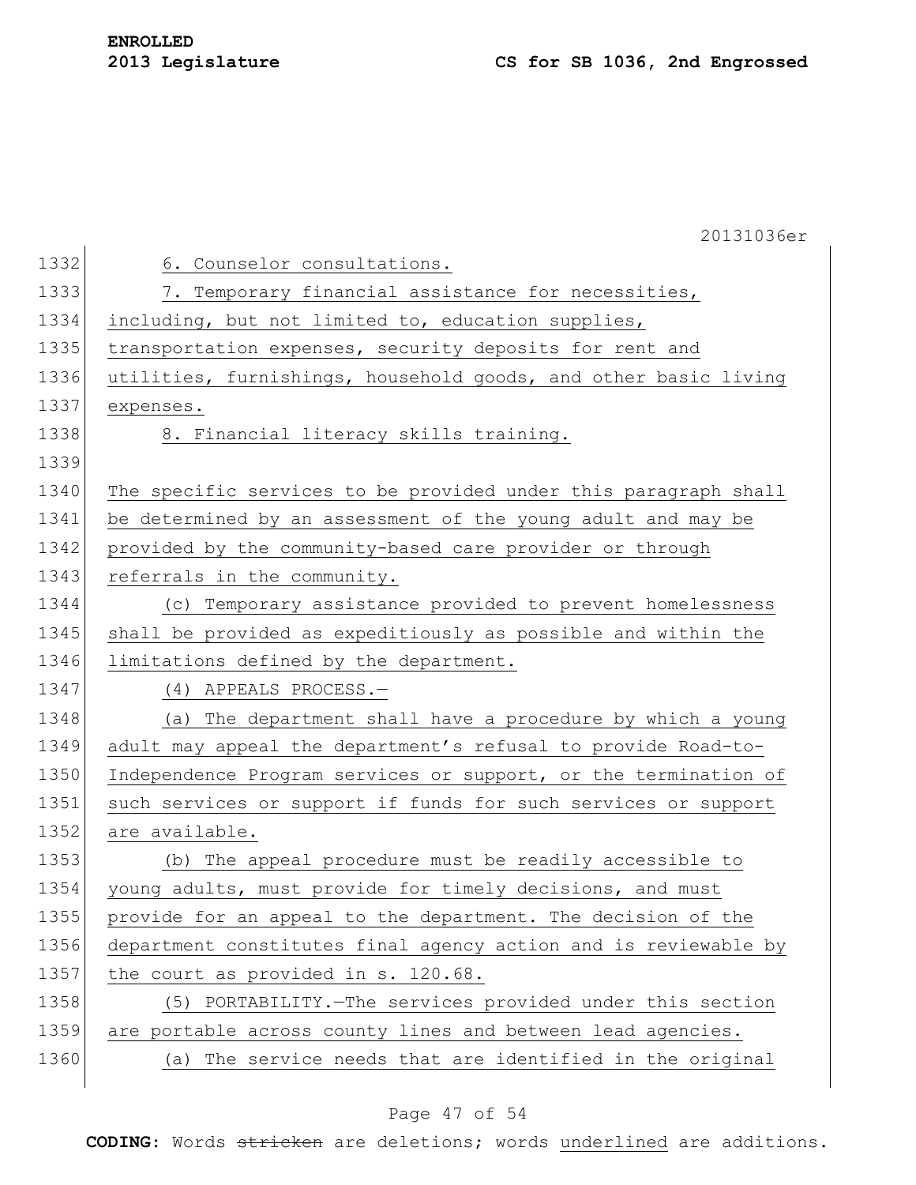6. Counselor consultations.

7. Temporary financial assistance for necessities, including, but not limited to, education supplies, transportation expenses, security deposits for rent and utilities, furnishings, household goods, and other basic living expenses.

8. Financial literacy skills training.

The specific services to be provided under this paragraph shall be determined by an assessment of the young adult and may be provided by the community-based care provider or through referrals in the community.

(c) Temporary assistance provided to prevent homelessness shall be provided as expeditiously as possible and within the limitations defined by the department.

(4) APPEALS PROCESS.—

(a) The department shall have a procedure by which a young adult may appeal the department's refusal to provide Road-to-Independence Program services or support, or the termination of such services or support if funds for such services or support are available.

(b) The appeal procedure must be readily accessible to young adults, must provide for timely decisions, and must provide for an appeal to the department. The decision of the department constitutes final agency action and is reviewable by the court as provided in s. 120.68.

(5) PORTABILITY.—The services provided under this section are portable across county lines and between lead agencies.

(a) The service needs that are identified in the original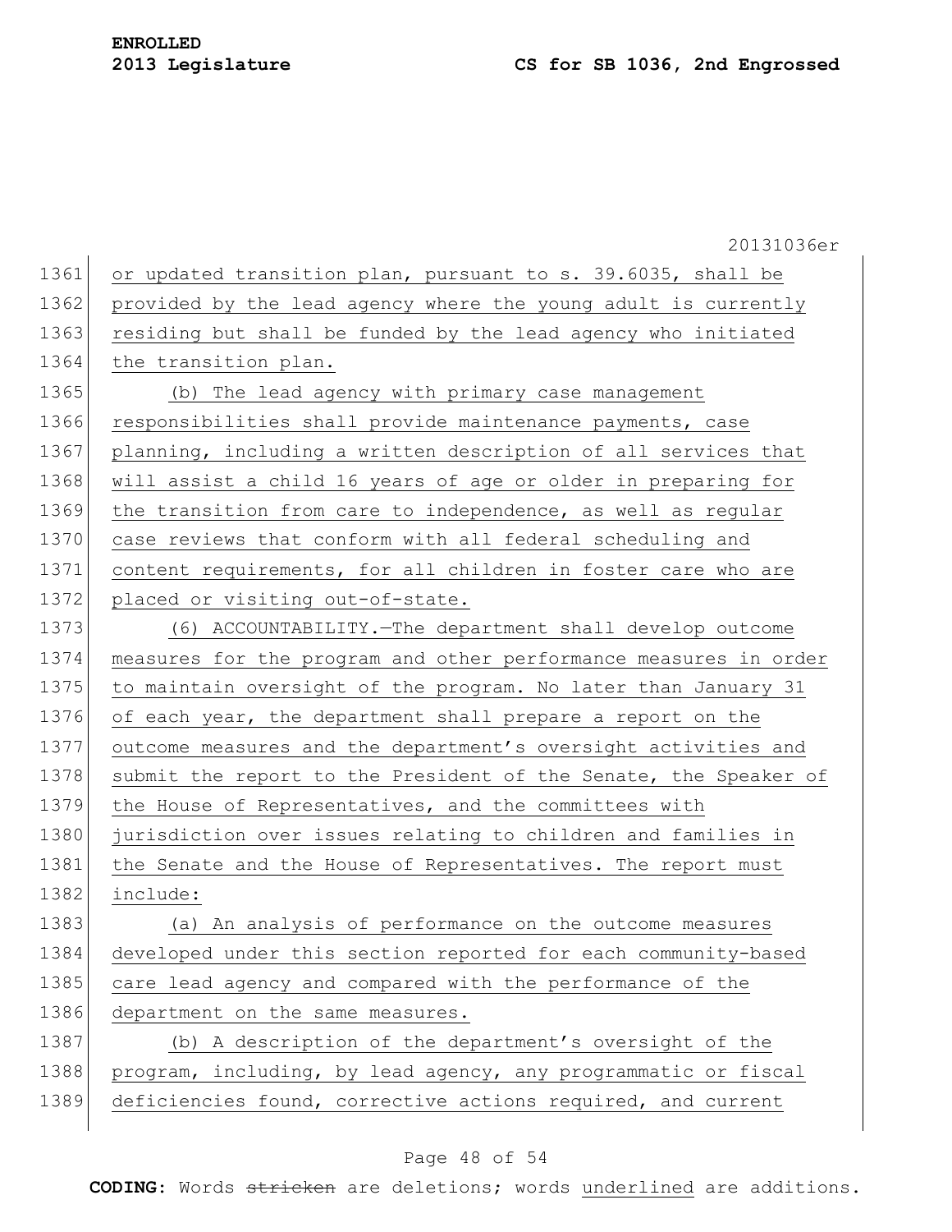or updated transition plan, pursuant to s. 39.6035, shall be provided by the lead agency where the young adult is currently residing but shall be funded by the lead agency who initiated the transition plan.

(b) The lead agency with primary case management responsibilities shall provide maintenance payments, case planning, including a written description of all services that will assist a child 16 years of age or older in preparing for the transition from care to independence, as well as regular case reviews that conform with all federal scheduling and content requirements, for all children in foster care who are placed or visiting out-of-state.

(6) ACCOUNTABILITY.—The department shall develop outcome measures for the program and other performance measures in order to maintain oversight of the program. No later than January 31 of each year, the department shall prepare a report on the outcome measures and the department's oversight activities and submit the report to the President of the Senate, the Speaker of the House of Representatives, and the committees with jurisdiction over issues relating to children and families in the Senate and the House of Representatives. The report must include:

(a) An analysis of performance on the outcome measures developed under this section reported for each community-based care lead agency and compared with the performance of the department on the same measures.

(b) A description of the department's oversight of the program, including, by lead agency, any programmatic or fiscal deficiencies found, corrective actions required, and current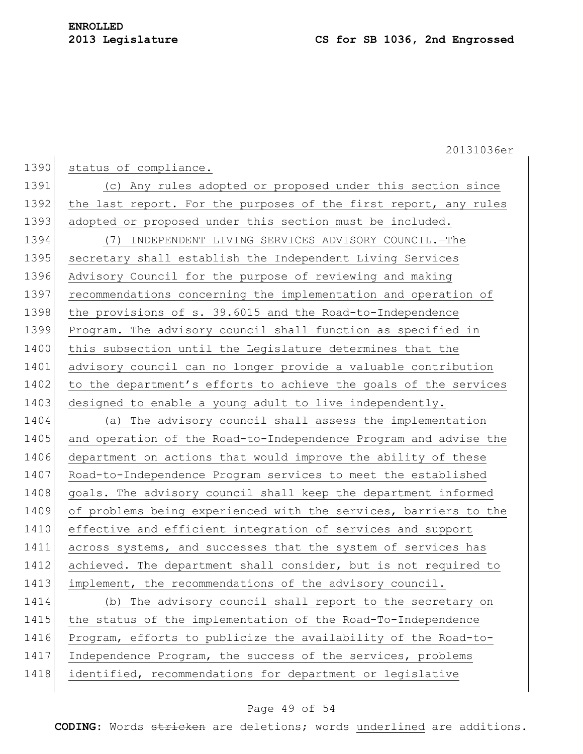status of compliance.

(c) Any rules adopted or proposed under this section since the last report. For the purposes of the first report, any rules adopted or proposed under this section must be included.

(7) INDEPENDENT LIVING SERVICES ADVISORY COUNCIL.—The secretary shall establish the Independent Living Services Advisory Council for the purpose of reviewing and making recommendations concerning the implementation and operation of the provisions of s. 39.6015 and the Road-to-Independence Program. The advisory council shall function as specified in this subsection until the Legislature determines that the advisory council can no longer provide a valuable contribution to the department's efforts to achieve the goals of the services designed to enable a young adult to live independently.

(a) The advisory council shall assess the implementation and operation of the Road-to-Independence Program and advise the department on actions that would improve the ability of these Road-to-Independence Program services to meet the established goals. The advisory council shall keep the department informed of problems being experienced with the services, barriers to the effective and efficient integration of services and support across systems, and successes that the system of services has achieved. The department shall consider, but is not required to implement, the recommendations of the advisory council.

(b) The advisory council shall report to the secretary on the status of the implementation of the Road-To-Independence Program, efforts to publicize the availability of the Road-to-Independence Program, the success of the services, problems identified, recommendations for department or legislative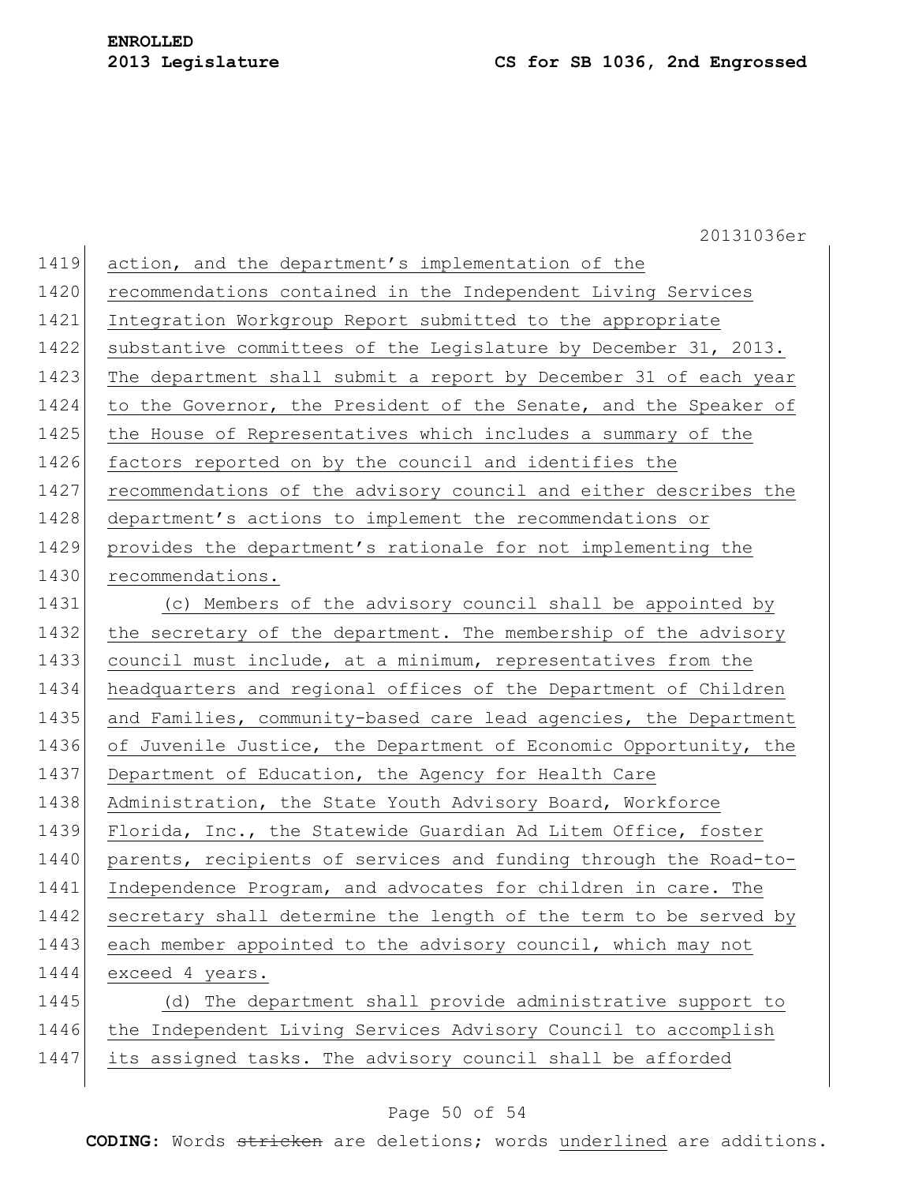action, and the department's implementation of the recommendations contained in the Independent Living Services Integration Workgroup Report submitted to the appropriate substantive committees of the Legislature by December 31, 2013. The department shall submit a report by December 31 of each year to the Governor, the President of the Senate, and the Speaker of the House of Representatives which includes a summary of the factors reported on by the council and identifies the recommendations of the advisory council and either describes the department's actions to implement the recommendations or provides the department's rationale for not implementing the recommendations.

(c) Members of the advisory council shall be appointed by the secretary of the department. The membership of the advisory council must include, at a minimum, representatives from the headquarters and regional offices of the Department of Children and Families, community-based care lead agencies, the Department of Juvenile Justice, the Department of Economic Opportunity, the Department of Education, the Agency for Health Care Administration, the State Youth Advisory Board, Workforce Florida, Inc., the Statewide Guardian Ad Litem Office, foster parents, recipients of services and funding through the Road-to-Independence Program, and advocates for children in care. The secretary shall determine the length of the term to be served by each member appointed to the advisory council, which may not exceed 4 years.

(d) The department shall provide administrative support to the Independent Living Services Advisory Council to accomplish its assigned tasks. The advisory council shall be afforded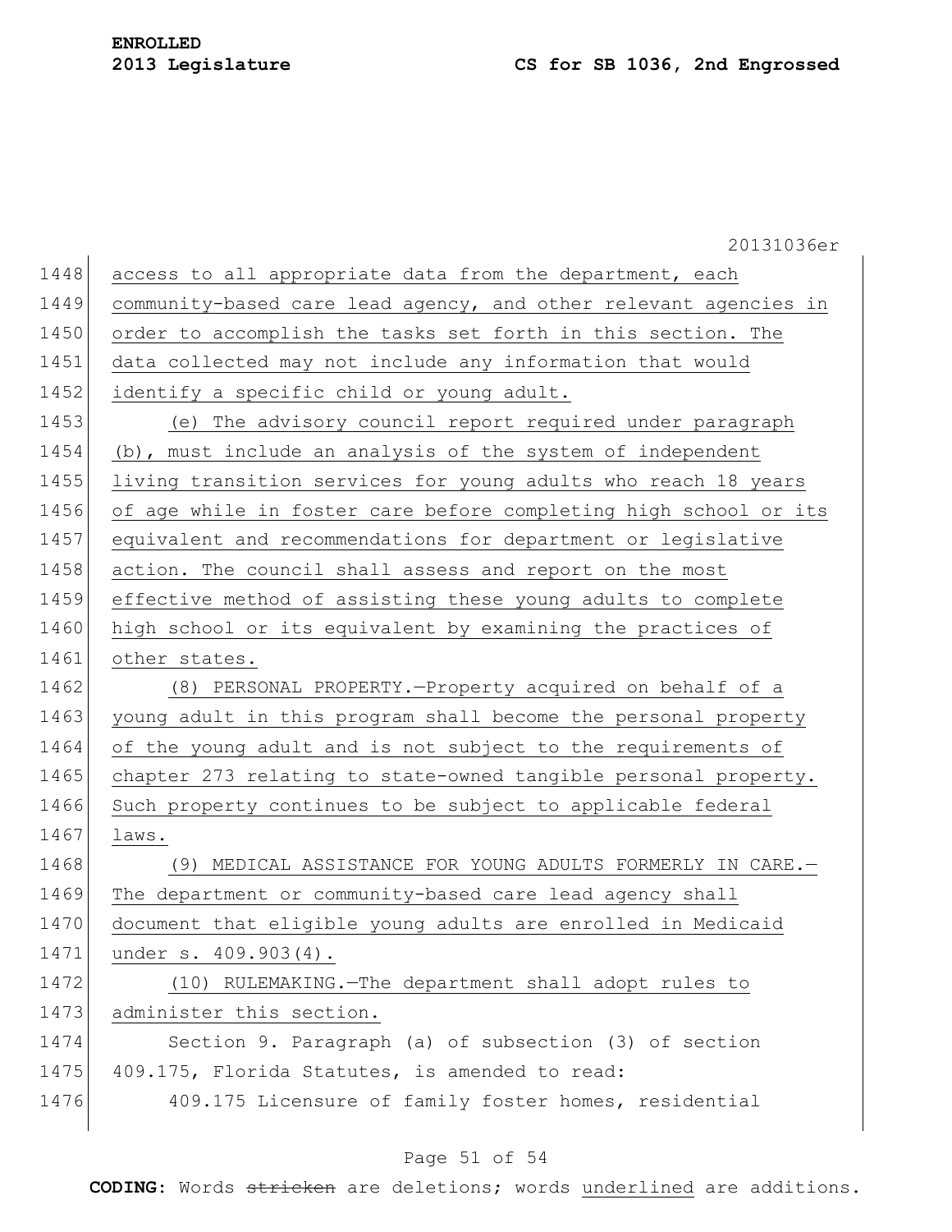access to all appropriate data from the department, each community-based care lead agency, and other relevant agencies in order to accomplish the tasks set forth in this section. The data collected may not include any information that would identify a specific child or young adult.

(e) The advisory council report required under paragraph (b), must include an analysis of the system of independent living transition services for young adults who reach 18 years of age while in foster care before completing high school or its equivalent and recommendations for department or legislative action. The council shall assess and report on the most effective method of assisting these young adults to complete high school or its equivalent by examining the practices of other states.

(8) PERSONAL PROPERTY.—Property acquired on behalf of a young adult in this program shall become the personal property of the young adult and is not subject to the requirements of chapter 273 relating to state-owned tangible personal property. Such property continues to be subject to applicable federal laws.

(9) MEDICAL ASSISTANCE FOR YOUNG ADULTS FORMERLY IN CARE.—The department or community-based care lead agency shall document that eligible young adults are enrolled in Medicaid under s. 409.903(4).

(10) RULEMAKING.—The department shall adopt rules to administer this section.

Section 9. Paragraph (a) of subsection (3) of section 409.175, Florida Statutes, is amended to read:

409.175 Licensure of family foster homes, residential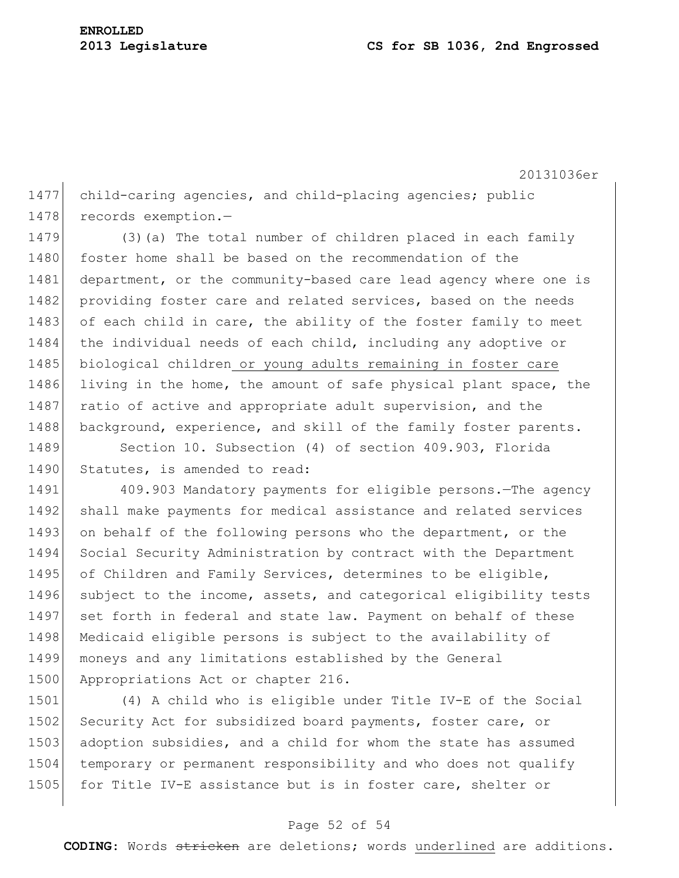child-caring agencies, and child-placing agencies; public records exemption.—

(3)(a) The total number of children placed in each family foster home shall be based on the recommendation of the department, or the community-based care lead agency where one is providing foster care and related services, based on the needs of each child in care, the ability of the foster family to meet the individual needs of each child, including any adoptive or biological children <u>or young adults remaining in foster care</u> living in the home, the amount of safe physical plant space, the ratio of active and appropriate adult supervision, and the background, experience, and skill of the family foster parents.

Section 10. Subsection (4) of section 409.903, Florida Statutes, is amended to read:

409.903 Mandatory payments for eligible persons.—The agency shall make payments for medical assistance and related services on behalf of the following persons who the department, or the Social Security Administration by contract with the Department of Children and Family Services, determines to be eligible, subject to the income, assets, and categorical eligibility tests set forth in federal and state law. Payment on behalf of these Medicaid eligible persons is subject to the availability of moneys and any limitations established by the General Appropriations Act or chapter 216.

(4) A child who is eligible under Title IV-E of the Social Security Act for subsidized board payments, foster care, or adoption subsidies, and a child for whom the state has assumed temporary or permanent responsibility and who does not qualify for Title IV-E assistance but is in foster care, shelter or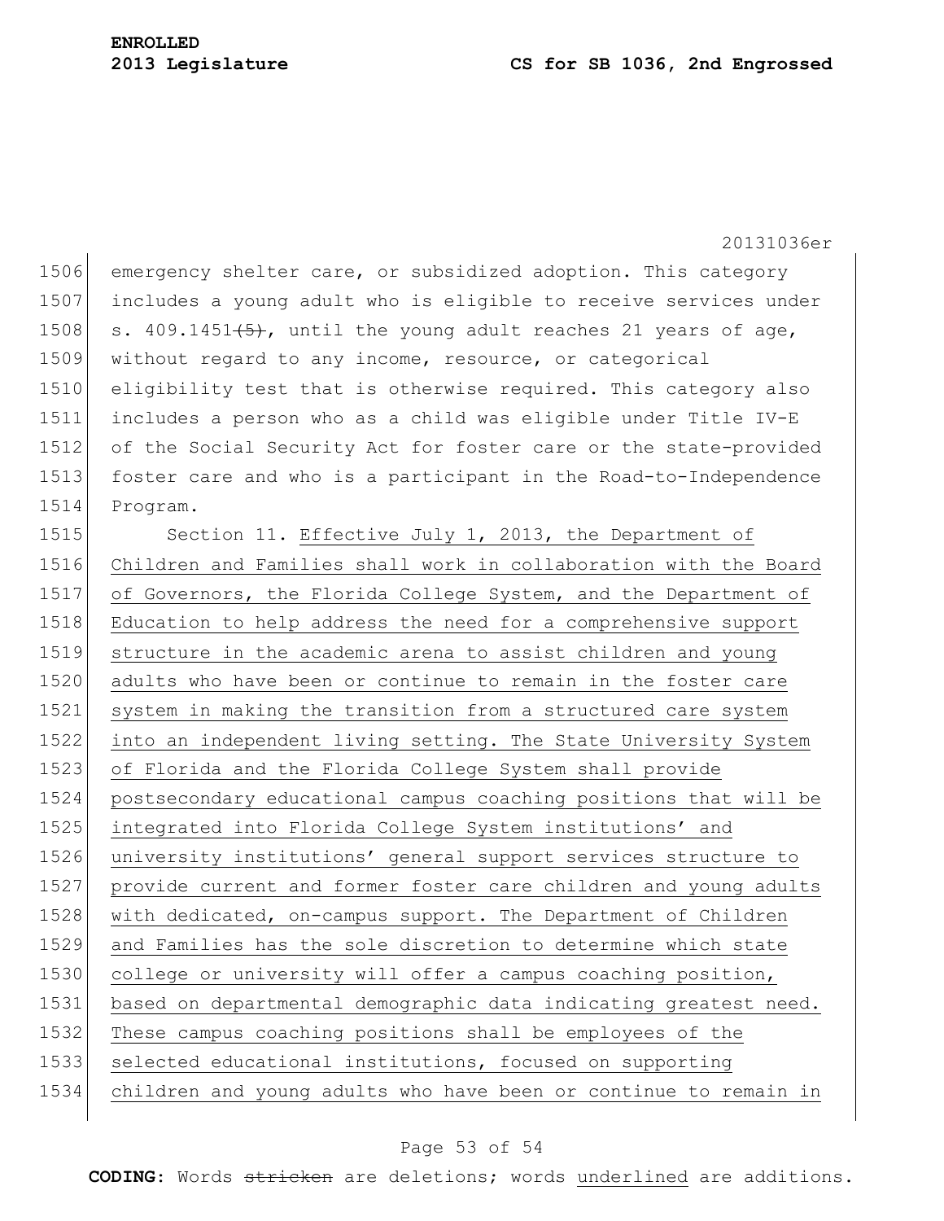emergency shelter care, or subsidized adoption. This category includes a young adult who is eligible to receive services under s. 409.1451~~(5)~~, until the young adult reaches 21 years of age, without regard to any income, resource, or categorical eligibility test that is otherwise required. This category also includes a person who as a child was eligible under Title IV-E of the Social Security Act for foster care or the state-provided foster care and who is a participant in the Road-to-Independence Program.

Section 11. <u>Effective July 1, 2013, the Department of Children and Families shall work in collaboration with the Board of Governors, the Florida College System, and the Department of Education to help address the need for a comprehensive support structure in the academic arena to assist children and young adults who have been or continue to remain in the foster care system in making the transition from a structured care system into an independent living setting. The State University System of Florida and the Florida College System shall provide postsecondary educational campus coaching positions that will be integrated into Florida College System institutions' and university institutions' general support services structure to provide current and former foster care children and young adults with dedicated, on-campus support. The Department of Children and Families has the sole discretion to determine which state college or university will offer a campus coaching position, based on departmental demographic data indicating greatest need. These campus coaching positions shall be employees of the selected educational institutions, focused on supporting children and young adults who have been or continue to remain in</u>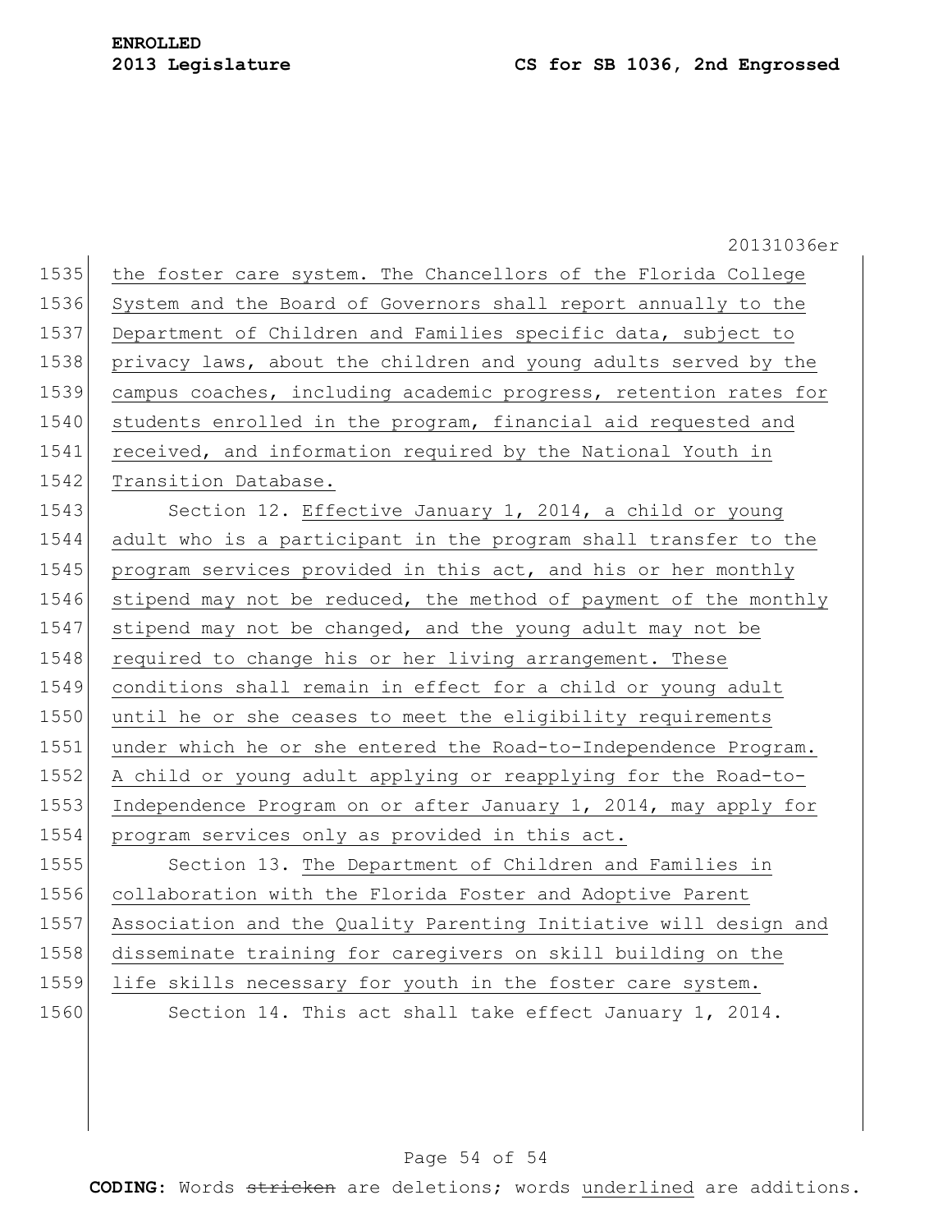the foster care system. The Chancellors of the Florida College System and the Board of Governors shall report annually to the Department of Children and Families specific data, subject to privacy laws, about the children and young adults served by the campus coaches, including academic progress, retention rates for students enrolled in the program, financial aid requested and received, and information required by the National Youth in Transition Database.

Section 12. Effective January 1, 2014, a child or young adult who is a participant in the program shall transfer to the program services provided in this act, and his or her monthly stipend may not be reduced, the method of payment of the monthly stipend may not be changed, and the young adult may not be required to change his or her living arrangement. These conditions shall remain in effect for a child or young adult until he or she ceases to meet the eligibility requirements under which he or she entered the Road-to-Independence Program. A child or young adult applying or reapplying for the Road-to-Independence Program on or after January 1, 2014, may apply for program services only as provided in this act.

Section 13. The Department of Children and Families in collaboration with the Florida Foster and Adoptive Parent Association and the Quality Parenting Initiative will design and disseminate training for caregivers on skill building on the life skills necessary for youth in the foster care system.

Section 14. This act shall take effect January 1, 2014.